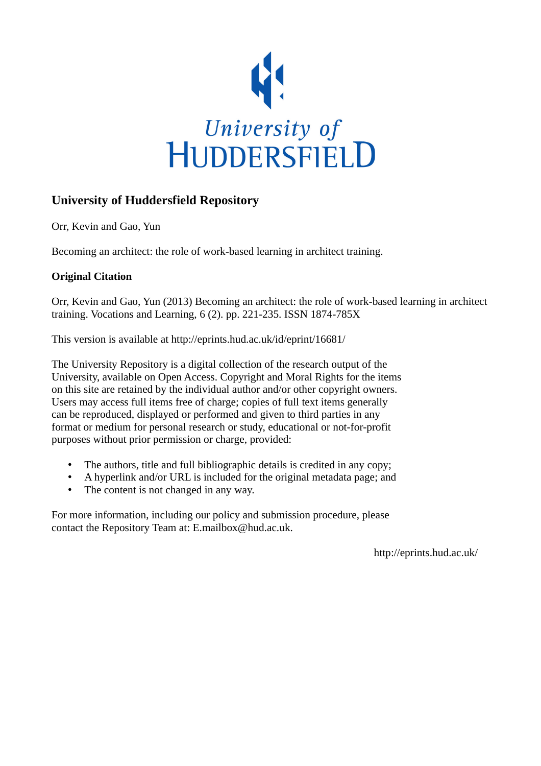University of Huddersfield

# University of Huddersfield Repository

Orr, Kevin and Gao, Yun

Becoming an architect: the role of work-based learning in architect training.

## Original Citation

Orr, Kevin and Gao, Yun (2013) Becoming an architect: the role of work-based learning in architect training. Vocations and Learning, 6 (2). pp. 221-235. ISSN 1874-785X

This version is available at http://eprints.hud.ac.uk/id/eprint/16681/

The University Repository is a digital collection of the research output of the University, available on Open Access. Copyright and Moral Rights for the items on this site are retained by the individual author and/or other copyright owners. Users may access full items free of charge; copies of full text items generally can be reproduced, displayed or performed and given to third parties in any format or medium for personal research or study, educational or not-for-profit purposes without prior permission or charge, provided:

- The authors, title and full bibliographic details is credited in any copy;
- A hyperlink and/or URL is included for the original metadata page; and
- The content is not changed in any way.

For more information, including our policy and submission procedure, please contact the Repository Team at: E.mailbox@hud.ac.uk.

http://eprints.hud.ac.uk/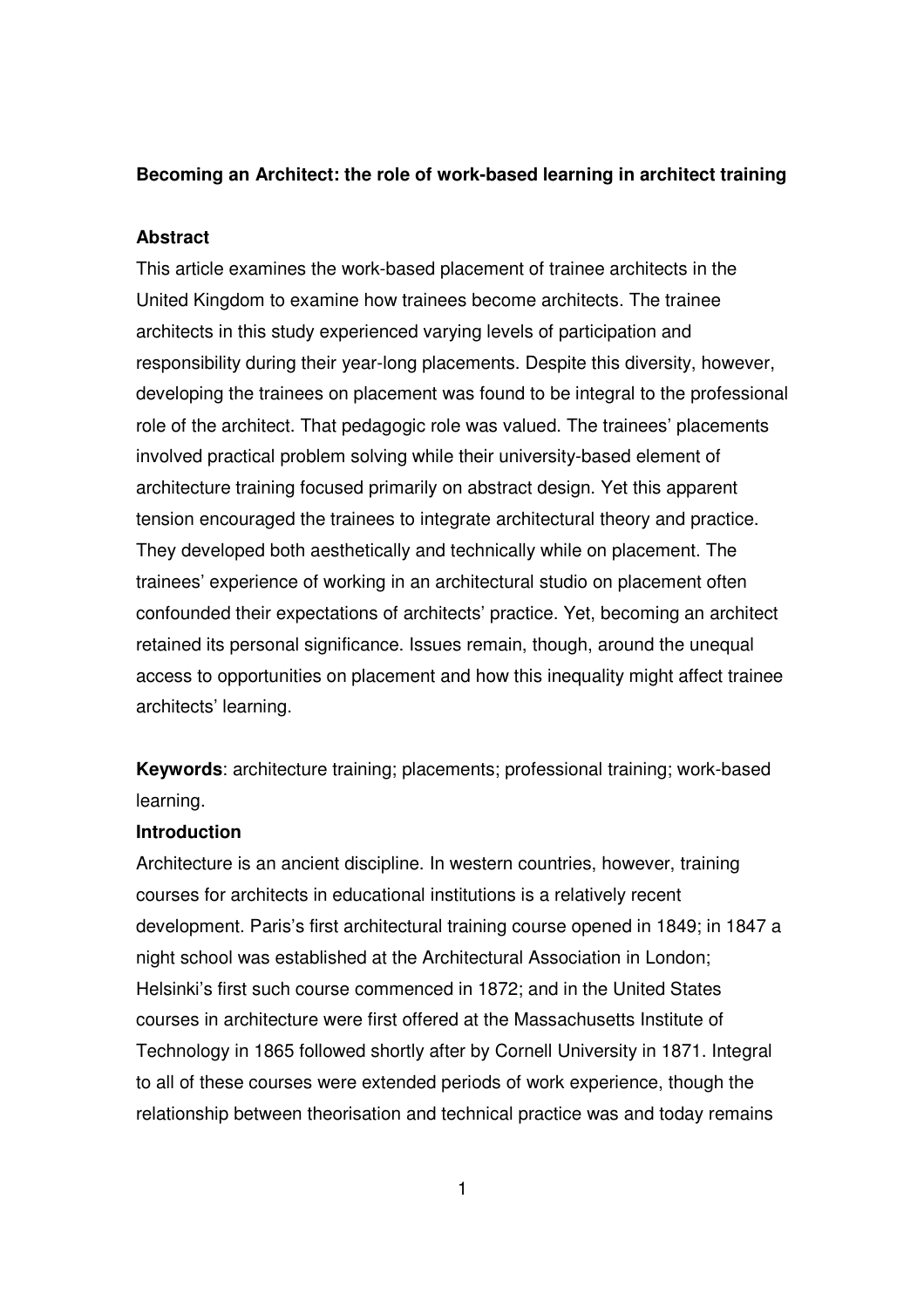**Becoming an Architect: the role of work-based learning in architect training**

**Abstract**

This article examines the work-based placement of trainee architects in the United Kingdom to examine how trainees become architects. The trainee architects in this study experienced varying levels of participation and responsibility during their year-long placements. Despite this diversity, however, developing the trainees on placement was found to be integral to the professional role of the architect. That pedagogic role was valued. The trainees' placements involved practical problem solving while their university-based element of architecture training focused primarily on abstract design. Yet this apparent tension encouraged the trainees to integrate architectural theory and practice. They developed both aesthetically and technically while on placement. The trainees' experience of working in an architectural studio on placement often confounded their expectations of architects' practice. Yet, becoming an architect retained its personal significance. Issues remain, though, around the unequal access to opportunities on placement and how this inequality might affect trainee architects' learning.

**Keywords**: architecture training; placements; professional training; work-based learning.

**Introduction**

Architecture is an ancient discipline. In western countries, however, training courses for architects in educational institutions is a relatively recent development. Paris's first architectural training course opened in 1849; in 1847 a night school was established at the Architectural Association in London; Helsinki's first such course commenced in 1872; and in the United States courses in architecture were first offered at the Massachusetts Institute of Technology in 1865 followed shortly after by Cornell University in 1871. Integral to all of these courses were extended periods of work experience, though the relationship between theorisation and technical practice was and today remains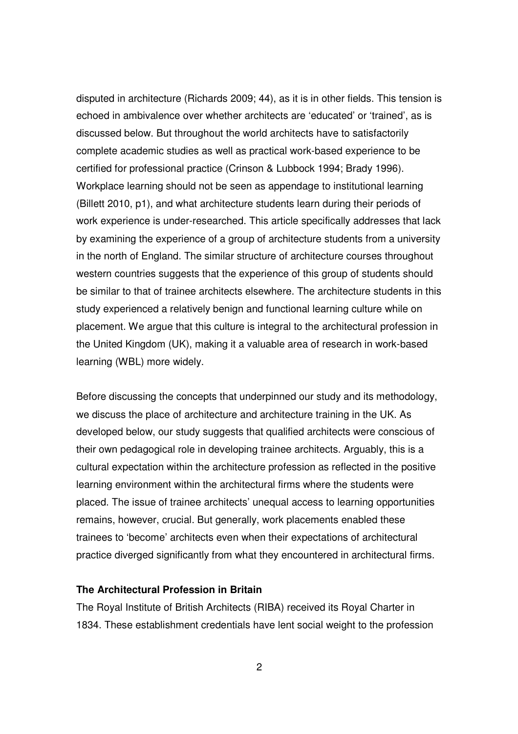disputed in architecture (Richards 2009; 44), as it is in other fields. This tension is echoed in ambivalence over whether architects are 'educated' or 'trained', as is discussed below. But throughout the world architects have to satisfactorily complete academic studies as well as practical work-based experience to be certified for professional practice (Crinson & Lubbock 1994; Brady 1996). Workplace learning should not be seen as appendage to institutional learning (Billett 2010, p1), and what architecture students learn during their periods of work experience is under-researched. This article specifically addresses that lack by examining the experience of a group of architecture students from a university in the north of England. The similar structure of architecture courses throughout western countries suggests that the experience of this group of students should be similar to that of trainee architects elsewhere. The architecture students in this study experienced a relatively benign and functional learning culture while on placement. We argue that this culture is integral to the architectural profession in the United Kingdom (UK), making it a valuable area of research in work-based learning (WBL) more widely.

Before discussing the concepts that underpinned our study and its methodology, we discuss the place of architecture and architecture training in the UK. As developed below, our study suggests that qualified architects were conscious of their own pedagogical role in developing trainee architects. Arguably, this is a cultural expectation within the architecture profession as reflected in the positive learning environment within the architectural firms where the students were placed. The issue of trainee architects' unequal access to learning opportunities remains, however, crucial. But generally, work placements enabled these trainees to 'become' architects even when their expectations of architectural practice diverged significantly from what they encountered in architectural firms.

## The Architectural Profession in Britain

The Royal Institute of British Architects (RIBA) received its Royal Charter in 1834. These establishment credentials have lent social weight to the profession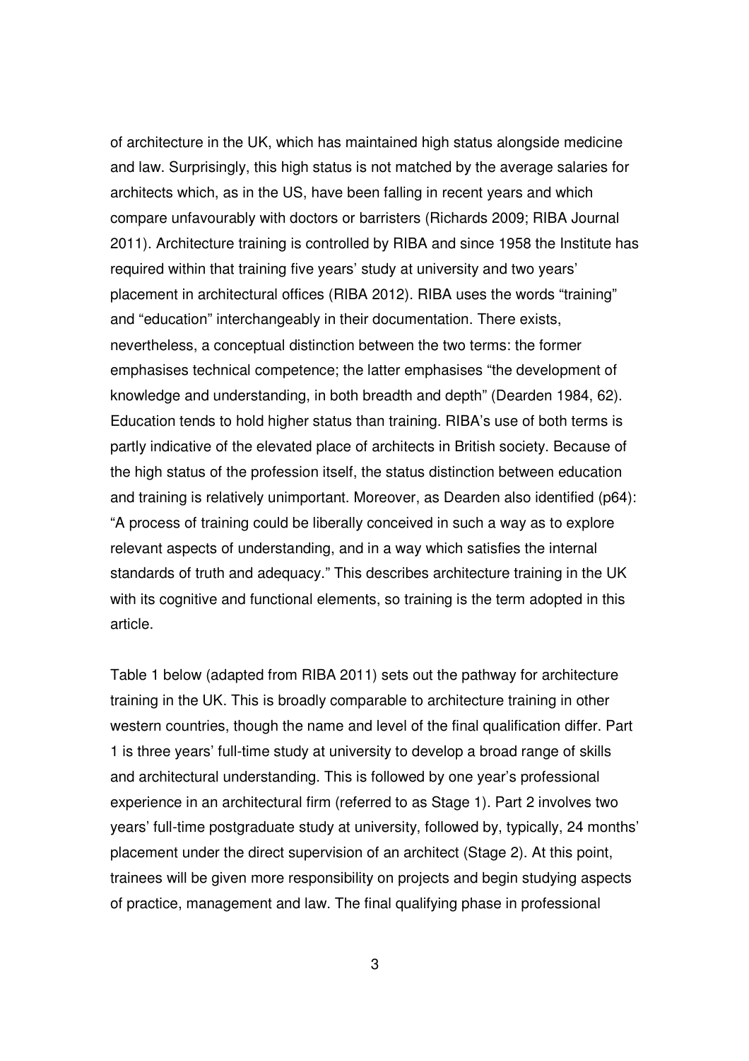of architecture in the UK, which has maintained high status alongside medicine and law. Surprisingly, this high status is not matched by the average salaries for architects which, as in the US, have been falling in recent years and which compare unfavourably with doctors or barristers (Richards 2009; RIBA Journal 2011). Architecture training is controlled by RIBA and since 1958 the Institute has required within that training five years' study at university and two years' placement in architectural offices (RIBA 2012). RIBA uses the words "training" and "education" interchangeably in their documentation. There exists, nevertheless, a conceptual distinction between the two terms: the former emphasises technical competence; the latter emphasises "the development of knowledge and understanding, in both breadth and depth" (Dearden 1984, 62). Education tends to hold higher status than training. RIBA's use of both terms is partly indicative of the elevated place of architects in British society. Because of the high status of the profession itself, the status distinction between education and training is relatively unimportant. Moreover, as Dearden also identified (p64): "A process of training could be liberally conceived in such a way as to explore relevant aspects of understanding, and in a way which satisfies the internal standards of truth and adequacy." This describes architecture training in the UK with its cognitive and functional elements, so training is the term adopted in this article.

Table 1 below (adapted from RIBA 2011) sets out the pathway for architecture training in the UK. This is broadly comparable to architecture training in other western countries, though the name and level of the final qualification differ. Part 1 is three years' full-time study at university to develop a broad range of skills and architectural understanding. This is followed by one year's professional experience in an architectural firm (referred to as Stage 1). Part 2 involves two years' full-time postgraduate study at university, followed by, typically, 24 months' placement under the direct supervision of an architect (Stage 2). At this point, trainees will be given more responsibility on projects and begin studying aspects of practice, management and law. The final qualifying phase in professional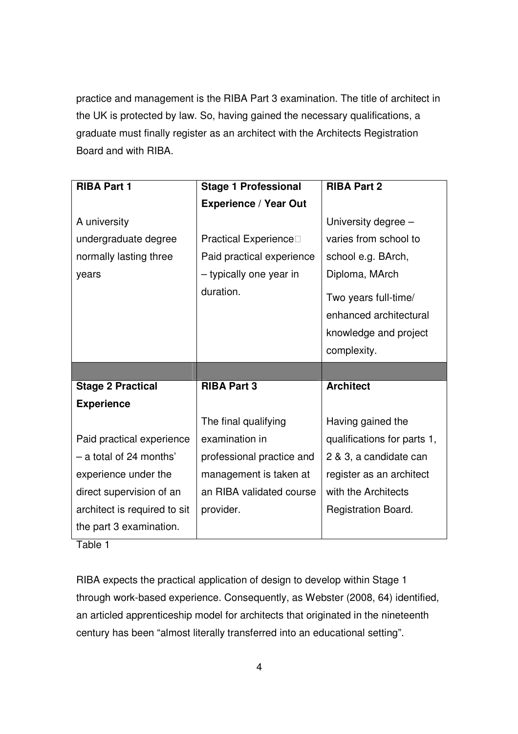practice and management is the RIBA Part 3 examination. The title of architect in the UK is protected by law. So, having gained the necessary qualifications, a graduate must finally register as an architect with the Architects Registration Board and with RIBA.

| **RIBA Part 1** | **Stage 1 Professional Experience / Year Out** | **RIBA Part 2** |
|---|---|---|
| A university undergraduate degree normally lasting three years | Practical Experience Paid practical experience – typically one year in duration. | University degree – varies from school to school e.g. BArch, Diploma, MArch<br>Two years full-time/ enhanced architectural knowledge and project complexity. |
| | | |
| **Stage 2 Practical Experience** | **RIBA Part 3** | **Architect** |
| Paid practical experience – a total of 24 months' experience under the direct supervision of an architect is required to sit the part 3 examination. | The final qualifying examination in professional practice and management is taken at an RIBA validated course provider. | Having gained the qualifications for parts 1, 2 & 3, a candidate can register as an architect with the Architects Registration Board. |

Table 1

RIBA expects the practical application of design to develop within Stage 1 through work-based experience. Consequently, as Webster (2008, 64) identified, an articled apprenticeship model for architects that originated in the nineteenth century has been "almost literally transferred into an educational setting".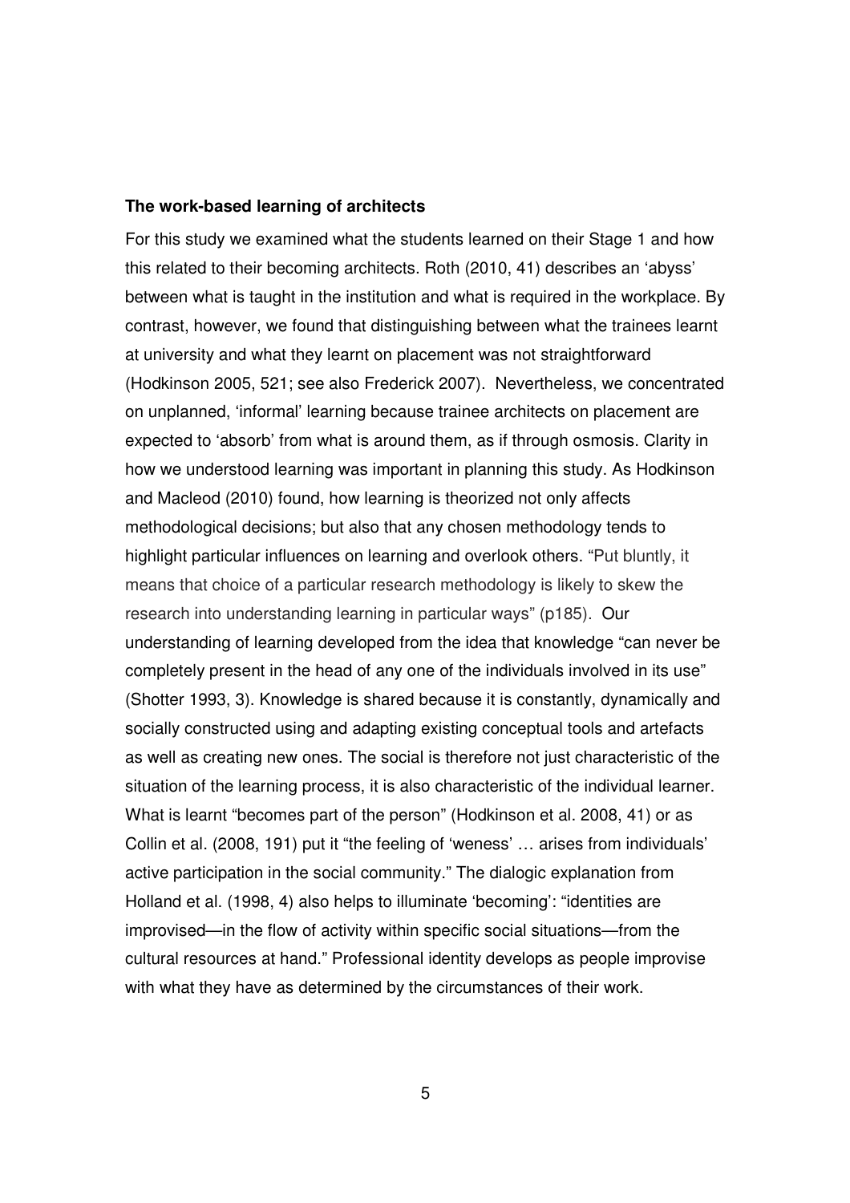**The work-based learning of architects**

For this study we examined what the students learned on their Stage 1 and how this related to their becoming architects. Roth (2010, 41) describes an 'abyss' between what is taught in the institution and what is required in the workplace. By contrast, however, we found that distinguishing between what the trainees learnt at university and what they learnt on placement was not straightforward (Hodkinson 2005, 521; see also Frederick 2007). Nevertheless, we concentrated on unplanned, 'informal' learning because trainee architects on placement are expected to 'absorb' from what is around them, as if through osmosis. Clarity in how we understood learning was important in planning this study. As Hodkinson and Macleod (2010) found, how learning is theorized not only affects methodological decisions; but also that any chosen methodology tends to highlight particular influences on learning and overlook others. "Put bluntly, it means that choice of a particular research methodology is likely to skew the research into understanding learning in particular ways" (p185). Our understanding of learning developed from the idea that knowledge "can never be completely present in the head of any one of the individuals involved in its use" (Shotter 1993, 3). Knowledge is shared because it is constantly, dynamically and socially constructed using and adapting existing conceptual tools and artefacts as well as creating new ones. The social is therefore not just characteristic of the situation of the learning process, it is also characteristic of the individual learner. What is learnt "becomes part of the person" (Hodkinson et al. 2008, 41) or as Collin et al. (2008, 191) put it "the feeling of 'weness' … arises from individuals' active participation in the social community." The dialogic explanation from Holland et al. (1998, 4) also helps to illuminate 'becoming': "identities are improvised—in the flow of activity within specific social situations—from the cultural resources at hand." Professional identity develops as people improvise with what they have as determined by the circumstances of their work.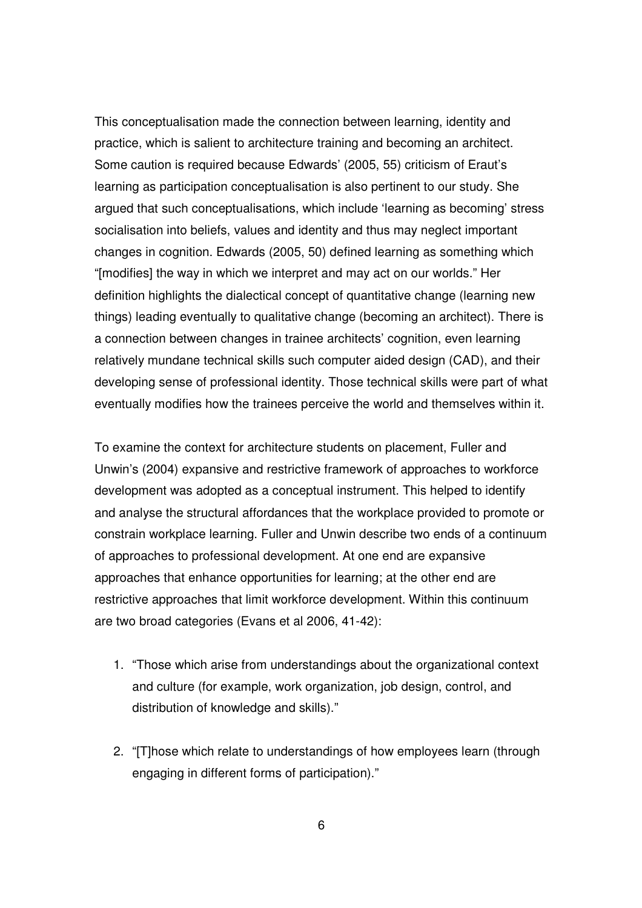This conceptualisation made the connection between learning, identity and practice, which is salient to architecture training and becoming an architect. Some caution is required because Edwards' (2005, 55) criticism of Eraut's learning as participation conceptualisation is also pertinent to our study. She argued that such conceptualisations, which include 'learning as becoming' stress socialisation into beliefs, values and identity and thus may neglect important changes in cognition. Edwards (2005, 50) defined learning as something which "[modifies] the way in which we interpret and may act on our worlds." Her definition highlights the dialectical concept of quantitative change (learning new things) leading eventually to qualitative change (becoming an architect). There is a connection between changes in trainee architects' cognition, even learning relatively mundane technical skills such computer aided design (CAD), and their developing sense of professional identity. Those technical skills were part of what eventually modifies how the trainees perceive the world and themselves within it.

To examine the context for architecture students on placement, Fuller and Unwin's (2004) expansive and restrictive framework of approaches to workforce development was adopted as a conceptual instrument. This helped to identify and analyse the structural affordances that the workplace provided to promote or constrain workplace learning. Fuller and Unwin describe two ends of a continuum of approaches to professional development. At one end are expansive approaches that enhance opportunities for learning; at the other end are restrictive approaches that limit workforce development. Within this continuum are two broad categories (Evans et al 2006, 41-42):

1. "Those which arise from understandings about the organizational context and culture (for example, work organization, job design, control, and distribution of knowledge and skills)."

2. "[T]hose which relate to understandings of how employees learn (through engaging in different forms of participation)."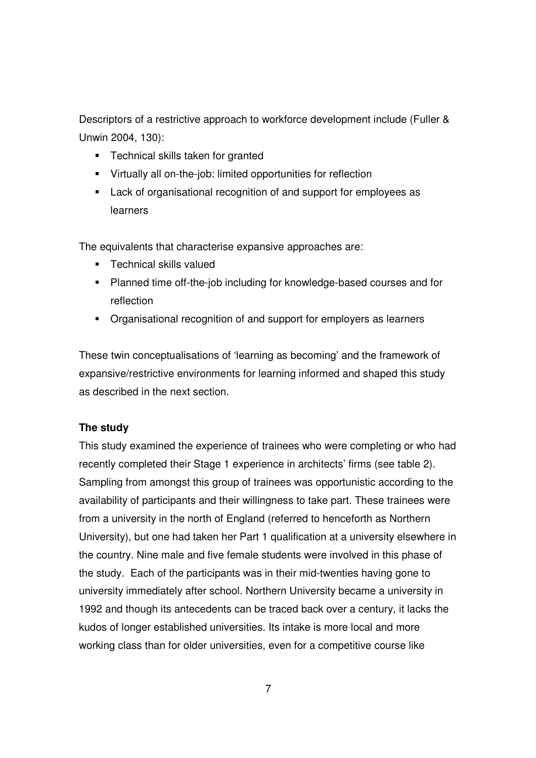Descriptors of a restrictive approach to workforce development include (Fuller & Unwin 2004, 130):

- Technical skills taken for granted
- Virtually all on-the-job: limited opportunities for reflection
- Lack of organisational recognition of and support for employees as learners

The equivalents that characterise expansive approaches are:

- Technical skills valued
- Planned time off-the-job including for knowledge-based courses and for reflection
- Organisational recognition of and support for employers as learners

These twin conceptualisations of 'learning as becoming' and the framework of expansive/restrictive environments for learning informed and shaped this study as described in the next section.

**The study**

This study examined the experience of trainees who were completing or who had recently completed their Stage 1 experience in architects' firms (see table 2). Sampling from amongst this group of trainees was opportunistic according to the availability of participants and their willingness to take part. These trainees were from a university in the north of England (referred to henceforth as Northern University), but one had taken her Part 1 qualification at a university elsewhere in the country. Nine male and five female students were involved in this phase of the study. Each of the participants was in their mid-twenties having gone to university immediately after school. Northern University became a university in 1992 and though its antecedents can be traced back over a century, it lacks the kudos of longer established universities. Its intake is more local and more working class than for older universities, even for a competitive course like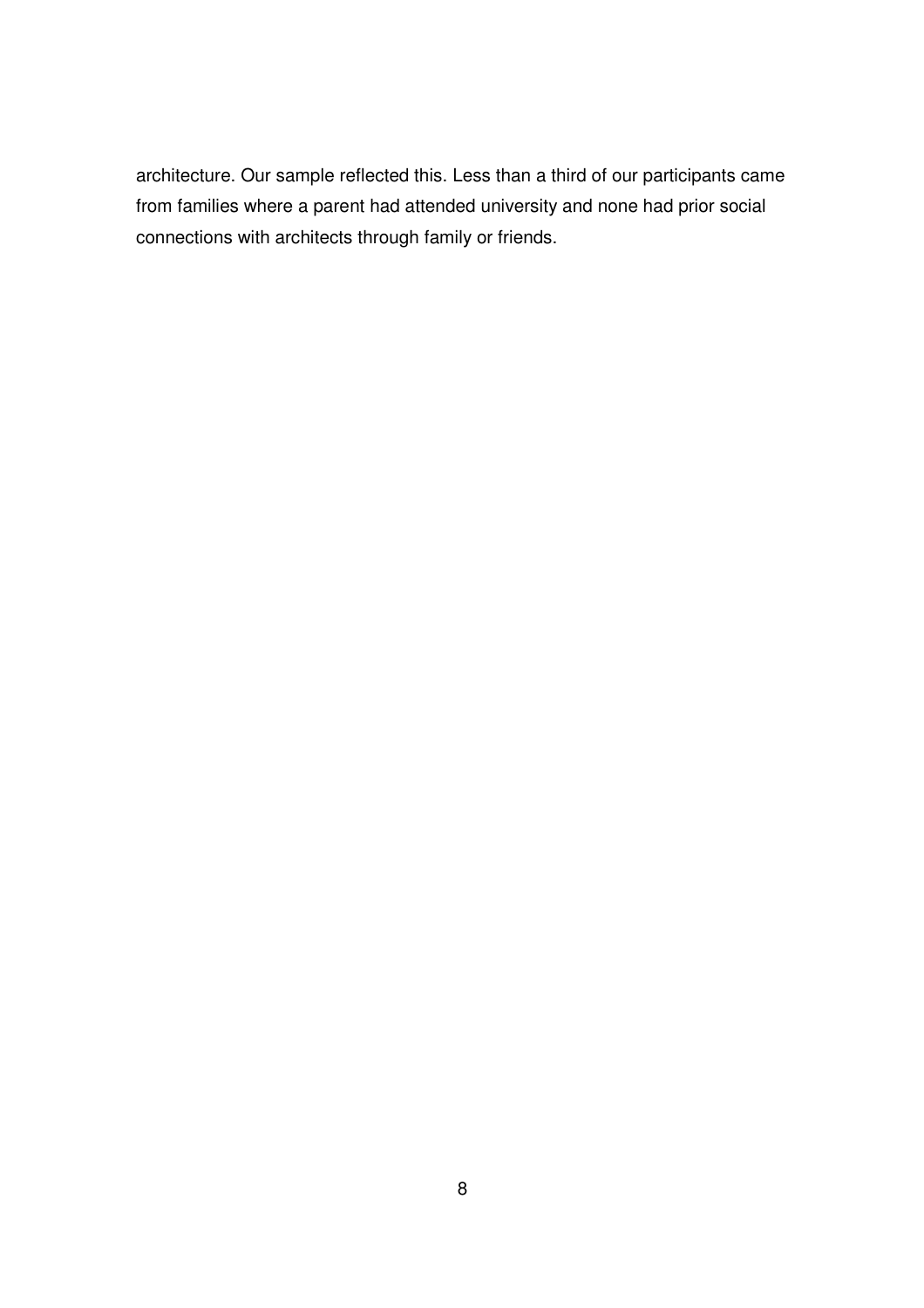architecture. Our sample reflected this. Less than a third of our participants came from families where a parent had attended university and none had prior social connections with architects through family or friends.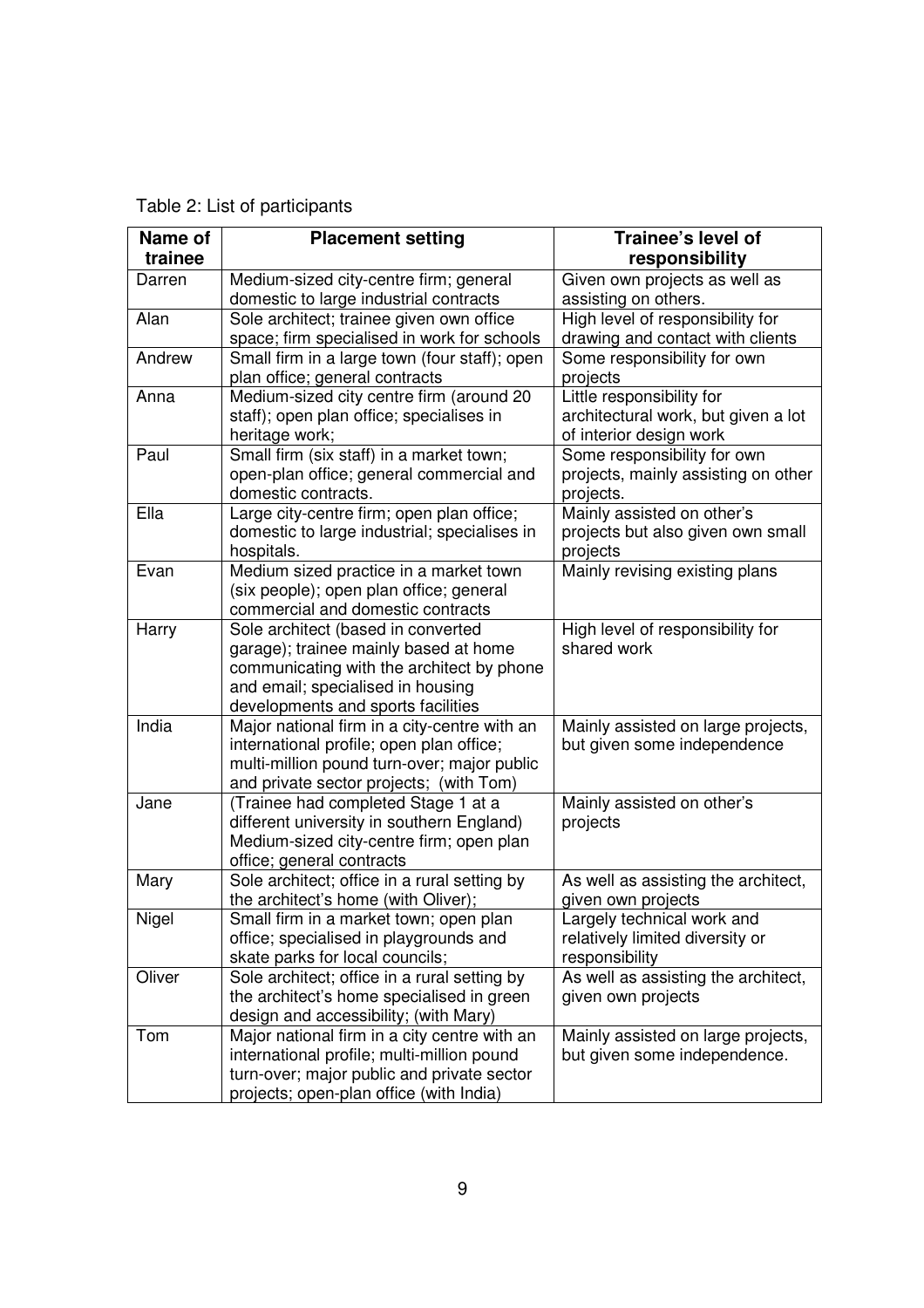Table 2: List of participants

| Name of trainee | Placement setting | Trainee's level of responsibility |
|---|---|---|
| Darren | Medium-sized city-centre firm; general domestic to large industrial contracts | Given own projects as well as assisting on others. |
| Alan | Sole architect; trainee given own office space; firm specialised in work for schools | High level of responsibility for drawing and contact with clients |
| Andrew | Small firm in a large town (four staff); open plan office; general contracts | Some responsibility for own projects |
| Anna | Medium-sized city centre firm (around 20 staff); open plan office; specialises in heritage work; | Little responsibility for architectural work, but given a lot of interior design work |
| Paul | Small firm (six staff) in a market town; open-plan office; general commercial and domestic contracts. | Some responsibility for own projects, mainly assisting on other projects. |
| Ella | Large city-centre firm; open plan office; domestic to large industrial; specialises in hospitals. | Mainly assisted on other's projects but also given own small projects |
| Evan | Medium sized practice in a market town (six people); open plan office; general commercial and domestic contracts | Mainly revising existing plans |
| Harry | Sole architect (based in converted garage); trainee mainly based at home communicating with the architect by phone and email; specialised in housing developments and sports facilities | High level of responsibility for shared work |
| India | Major national firm in a city-centre with an international profile; open plan office; multi-million pound turn-over; major public and private sector projects; (with Tom) | Mainly assisted on large projects, but given some independence |
| Jane | (Trainee had completed Stage 1 at a different university in southern England) Medium-sized city-centre firm; open plan office; general contracts | Mainly assisted on other's projects |
| Mary | Sole architect; office in a rural setting by the architect's home (with Oliver); | As well as assisting the architect, given own projects |
| Nigel | Small firm in a market town; open plan office; specialised in playgrounds and skate parks for local councils; | Largely technical work and relatively limited diversity or responsibility |
| Oliver | Sole architect; office in a rural setting by the architect's home specialised in green design and accessibility; (with Mary) | As well as assisting the architect, given own projects |
| Tom | Major national firm in a city centre with an international profile; multi-million pound turn-over; major public and private sector projects; open-plan office (with India) | Mainly assisted on large projects, but given some independence. |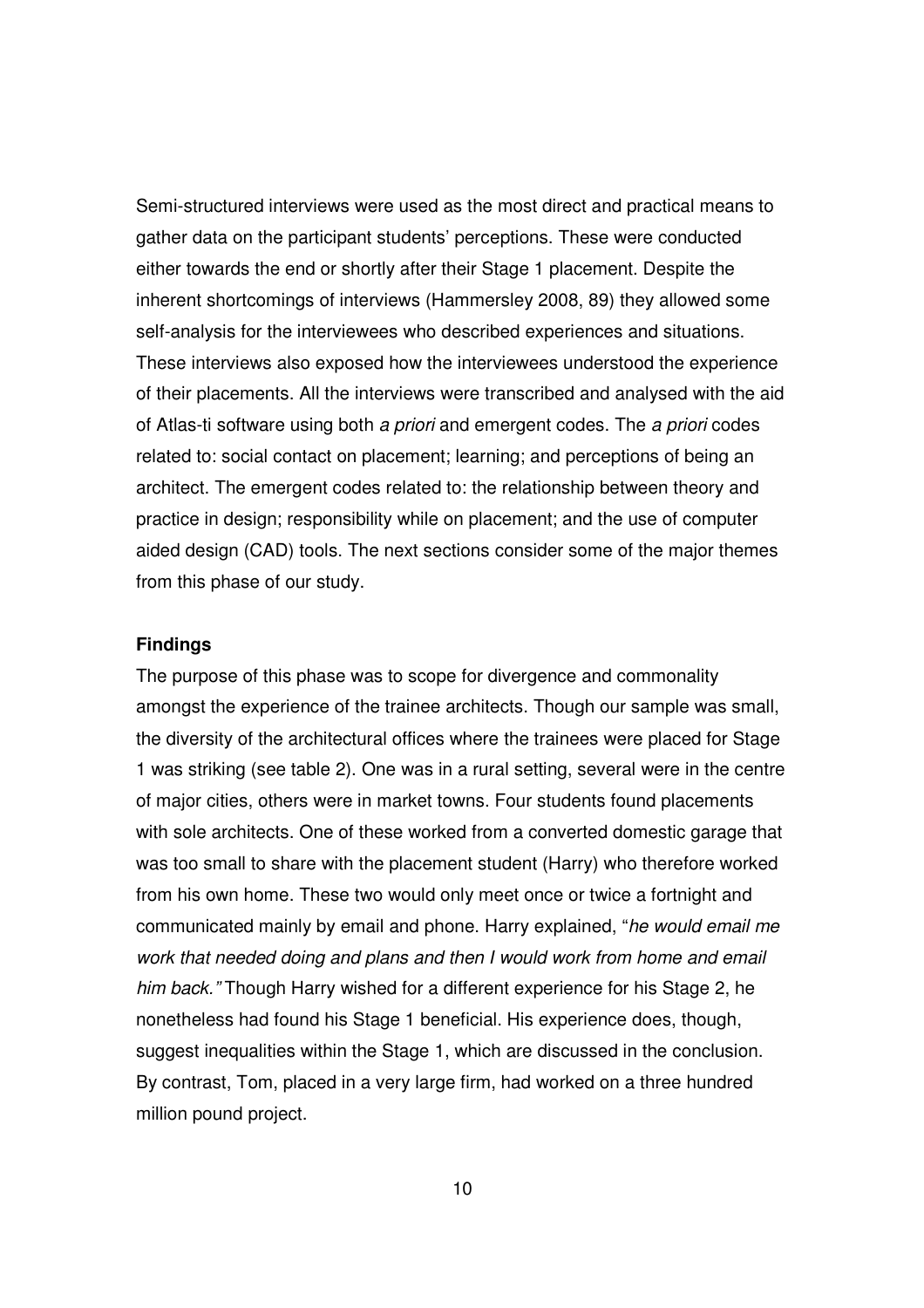Semi-structured interviews were used as the most direct and practical means to gather data on the participant students' perceptions. These were conducted either towards the end or shortly after their Stage 1 placement. Despite the inherent shortcomings of interviews (Hammersley 2008, 89) they allowed some self-analysis for the interviewees who described experiences and situations. These interviews also exposed how the interviewees understood the experience of their placements. All the interviews were transcribed and analysed with the aid of Atlas-ti software using both *a priori* and emergent codes. The *a priori* codes related to: social contact on placement; learning; and perceptions of being an architect. The emergent codes related to: the relationship between theory and practice in design; responsibility while on placement; and the use of computer aided design (CAD) tools. The next sections consider some of the major themes from this phase of our study.

**Findings**

The purpose of this phase was to scope for divergence and commonality amongst the experience of the trainee architects. Though our sample was small, the diversity of the architectural offices where the trainees were placed for Stage 1 was striking (see table 2). One was in a rural setting, several were in the centre of major cities, others were in market towns. Four students found placements with sole architects. One of these worked from a converted domestic garage that was too small to share with the placement student (Harry) who therefore worked from his own home. These two would only meet once or twice a fortnight and communicated mainly by email and phone. Harry explained, "*he would email me work that needed doing and plans and then I would work from home and email him back."* Though Harry wished for a different experience for his Stage 2, he nonetheless had found his Stage 1 beneficial. His experience does, though, suggest inequalities within the Stage 1, which are discussed in the conclusion. By contrast, Tom, placed in a very large firm, had worked on a three hundred million pound project.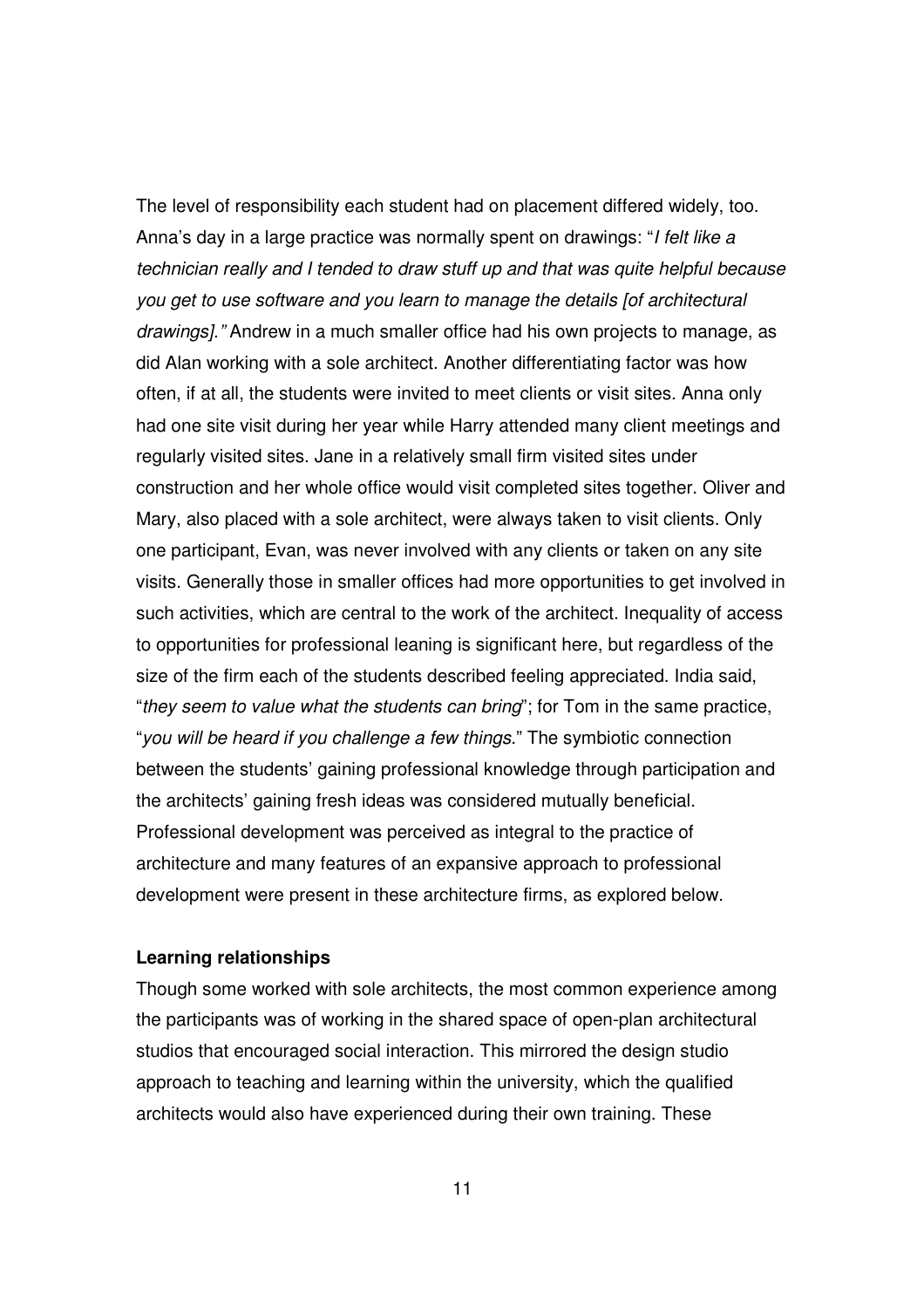The level of responsibility each student had on placement differed widely, too. Anna's day in a large practice was normally spent on drawings: "*I felt like a technician really and I tended to draw stuff up and that was quite helpful because you get to use software and you learn to manage the details [of architectural drawings]."* Andrew in a much smaller office had his own projects to manage, as did Alan working with a sole architect. Another differentiating factor was how often, if at all, the students were invited to meet clients or visit sites. Anna only had one site visit during her year while Harry attended many client meetings and regularly visited sites. Jane in a relatively small firm visited sites under construction and her whole office would visit completed sites together. Oliver and Mary, also placed with a sole architect, were always taken to visit clients. Only one participant, Evan, was never involved with any clients or taken on any site visits. Generally those in smaller offices had more opportunities to get involved in such activities, which are central to the work of the architect. Inequality of access to opportunities for professional leaning is significant here, but regardless of the size of the firm each of the students described feeling appreciated. India said, "*they seem to value what the students can bring*"; for Tom in the same practice, "*you will be heard if you challenge a few things*." The symbiotic connection between the students' gaining professional knowledge through participation and the architects' gaining fresh ideas was considered mutually beneficial. Professional development was perceived as integral to the practice of architecture and many features of an expansive approach to professional development were present in these architecture firms, as explored below.

**Learning relationships**

Though some worked with sole architects, the most common experience among the participants was of working in the shared space of open-plan architectural studios that encouraged social interaction. This mirrored the design studio approach to teaching and learning within the university, which the qualified architects would also have experienced during their own training. These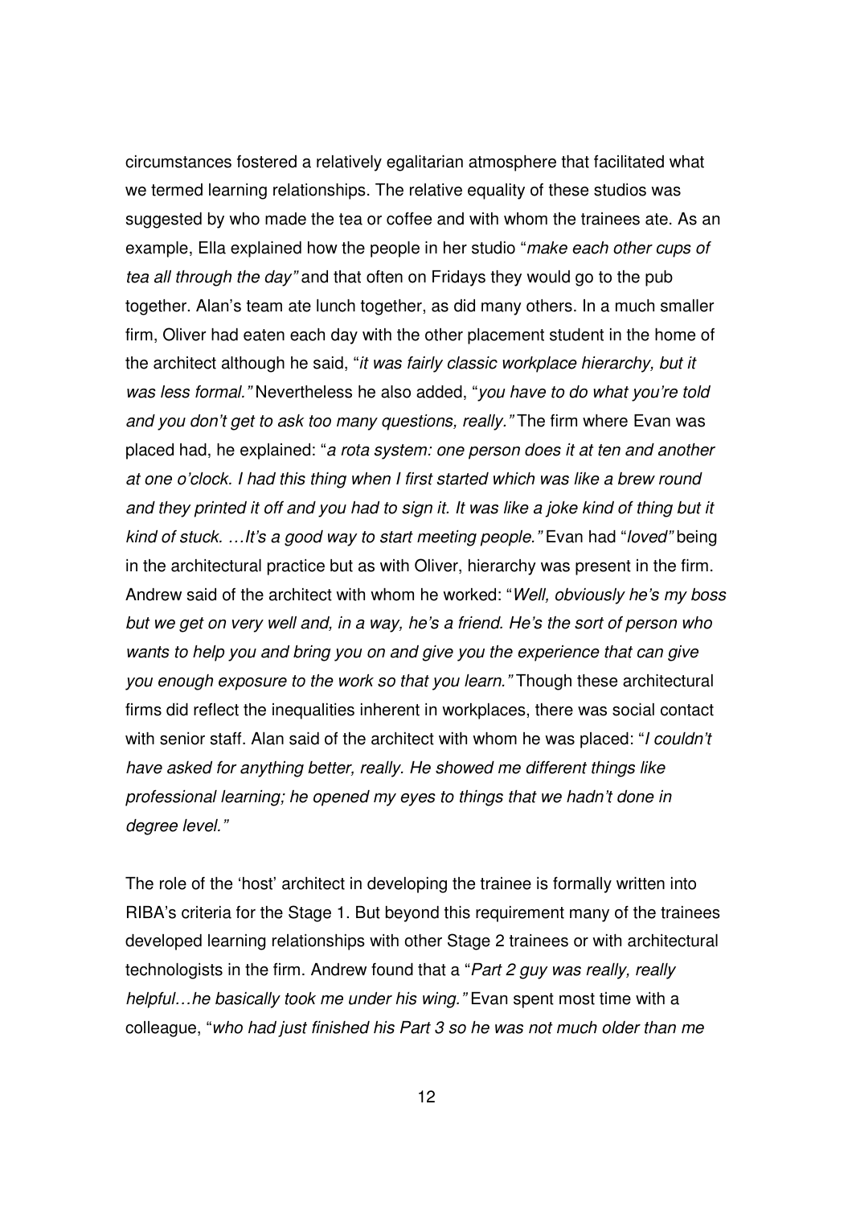circumstances fostered a relatively egalitarian atmosphere that facilitated what we termed learning relationships. The relative equality of these studios was suggested by who made the tea or coffee and with whom the trainees ate. As an example, Ella explained how the people in her studio "*make each other cups of tea all through the day*" and that often on Fridays they would go to the pub together. Alan's team ate lunch together, as did many others. In a much smaller firm, Oliver had eaten each day with the other placement student in the home of the architect although he said, "*it was fairly classic workplace hierarchy, but it was less formal.*" Nevertheless he also added, "*you have to do what you're told and you don't get to ask too many questions, really.*" The firm where Evan was placed had, he explained: "*a rota system: one person does it at ten and another at one o'clock. I had this thing when I first started which was like a brew round and they printed it off and you had to sign it. It was like a joke kind of thing but it kind of stuck. …It's a good way to start meeting people.*" Evan had "*loved*" being in the architectural practice but as with Oliver, hierarchy was present in the firm. Andrew said of the architect with whom he worked: "*Well, obviously he's my boss but we get on very well and, in a way, he's a friend. He's the sort of person who wants to help you and bring you on and give you the experience that can give you enough exposure to the work so that you learn.*" Though these architectural firms did reflect the inequalities inherent in workplaces, there was social contact with senior staff. Alan said of the architect with whom he was placed: "*I couldn't have asked for anything better, really. He showed me different things like professional learning; he opened my eyes to things that we hadn't done in degree level.*"

The role of the 'host' architect in developing the trainee is formally written into RIBA's criteria for the Stage 1. But beyond this requirement many of the trainees developed learning relationships with other Stage 2 trainees or with architectural technologists in the firm. Andrew found that a "*Part 2 guy was really, really helpful…he basically took me under his wing.*" Evan spent most time with a colleague, "*who had just finished his Part 3 so he was not much older than me*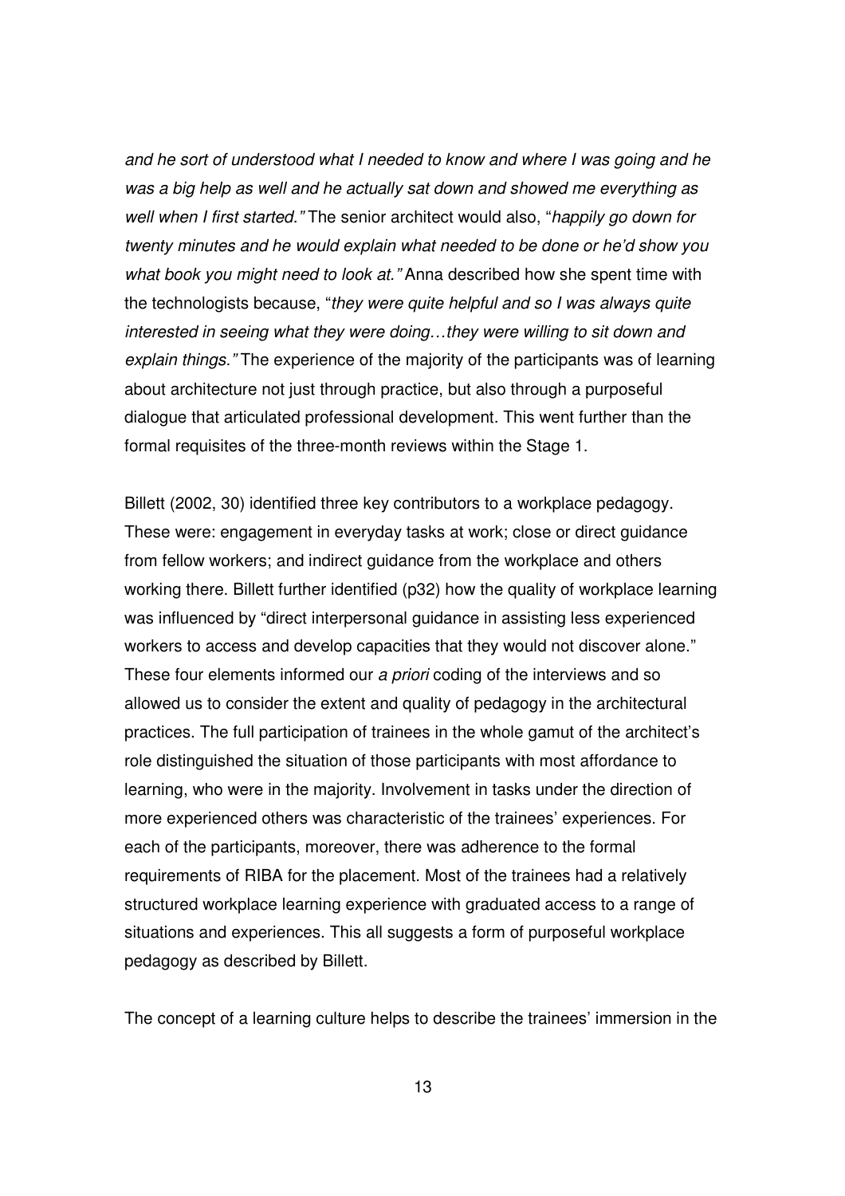*and he sort of understood what I needed to know and where I was going and he was a big help as well and he actually sat down and showed me everything as well when I first started."* The senior architect would also, "*happily go down for twenty minutes and he would explain what needed to be done or he'd show you what book you might need to look at."* Anna described how she spent time with the technologists because, "*they were quite helpful and so I was always quite interested in seeing what they were doing…they were willing to sit down and explain things."* The experience of the majority of the participants was of learning about architecture not just through practice, but also through a purposeful dialogue that articulated professional development. This went further than the formal requisites of the three-month reviews within the Stage 1.

Billett (2002, 30) identified three key contributors to a workplace pedagogy. These were: engagement in everyday tasks at work; close or direct guidance from fellow workers; and indirect guidance from the workplace and others working there. Billett further identified (p32) how the quality of workplace learning was influenced by "direct interpersonal guidance in assisting less experienced workers to access and develop capacities that they would not discover alone." These four elements informed our *a priori* coding of the interviews and so allowed us to consider the extent and quality of pedagogy in the architectural practices. The full participation of trainees in the whole gamut of the architect's role distinguished the situation of those participants with most affordance to learning, who were in the majority. Involvement in tasks under the direction of more experienced others was characteristic of the trainees' experiences. For each of the participants, moreover, there was adherence to the formal requirements of RIBA for the placement. Most of the trainees had a relatively structured workplace learning experience with graduated access to a range of situations and experiences. This all suggests a form of purposeful workplace pedagogy as described by Billett.

The concept of a learning culture helps to describe the trainees' immersion in the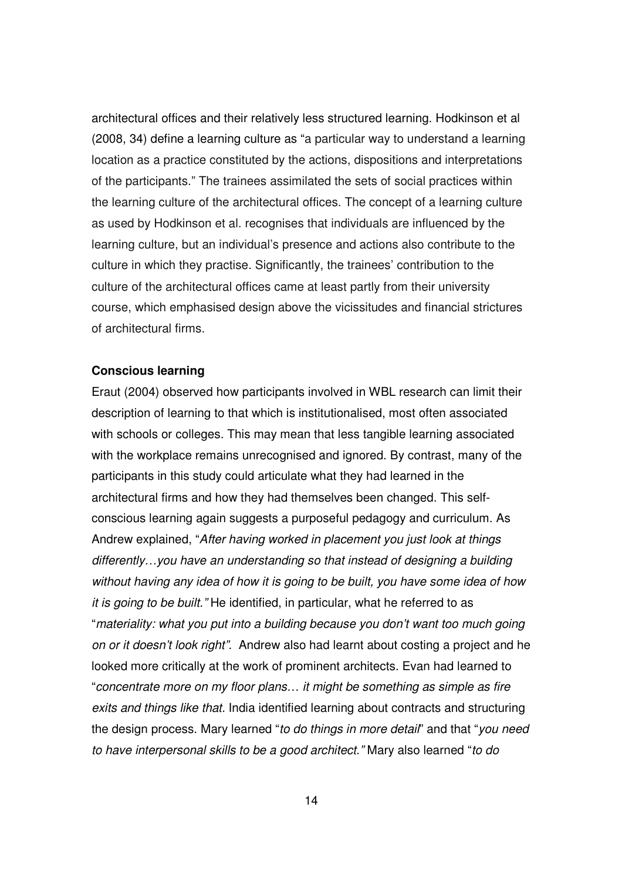architectural offices and their relatively less structured learning. Hodkinson et al (2008, 34) define a learning culture as "a particular way to understand a learning location as a practice constituted by the actions, dispositions and interpretations of the participants." The trainees assimilated the sets of social practices within the learning culture of the architectural offices. The concept of a learning culture as used by Hodkinson et al. recognises that individuals are influenced by the learning culture, but an individual's presence and actions also contribute to the culture in which they practise. Significantly, the trainees' contribution to the culture of the architectural offices came at least partly from their university course, which emphasised design above the vicissitudes and financial strictures of architectural firms.

**Conscious learning**

Eraut (2004) observed how participants involved in WBL research can limit their description of learning to that which is institutionalised, most often associated with schools or colleges. This may mean that less tangible learning associated with the workplace remains unrecognised and ignored. By contrast, many of the participants in this study could articulate what they had learned in the architectural firms and how they had themselves been changed. This self-conscious learning again suggests a purposeful pedagogy and curriculum. As Andrew explained, "*After having worked in placement you just look at things differently…you have an understanding so that instead of designing a building without having any idea of how it is going to be built, you have some idea of how it is going to be built."* He identified, in particular, what he referred to as "*materiality: what you put into a building because you don't want too much going on or it doesn't look right".* Andrew also had learnt about costing a project and he looked more critically at the work of prominent architects. Evan had learned to "*concentrate more on my floor plans… it might be something as simple as fire exits and things like that.* India identified learning about contracts and structuring the design process. Mary learned "*to do things in more detail*" and that "*you need to have interpersonal skills to be a good architect."* Mary also learned "*to do*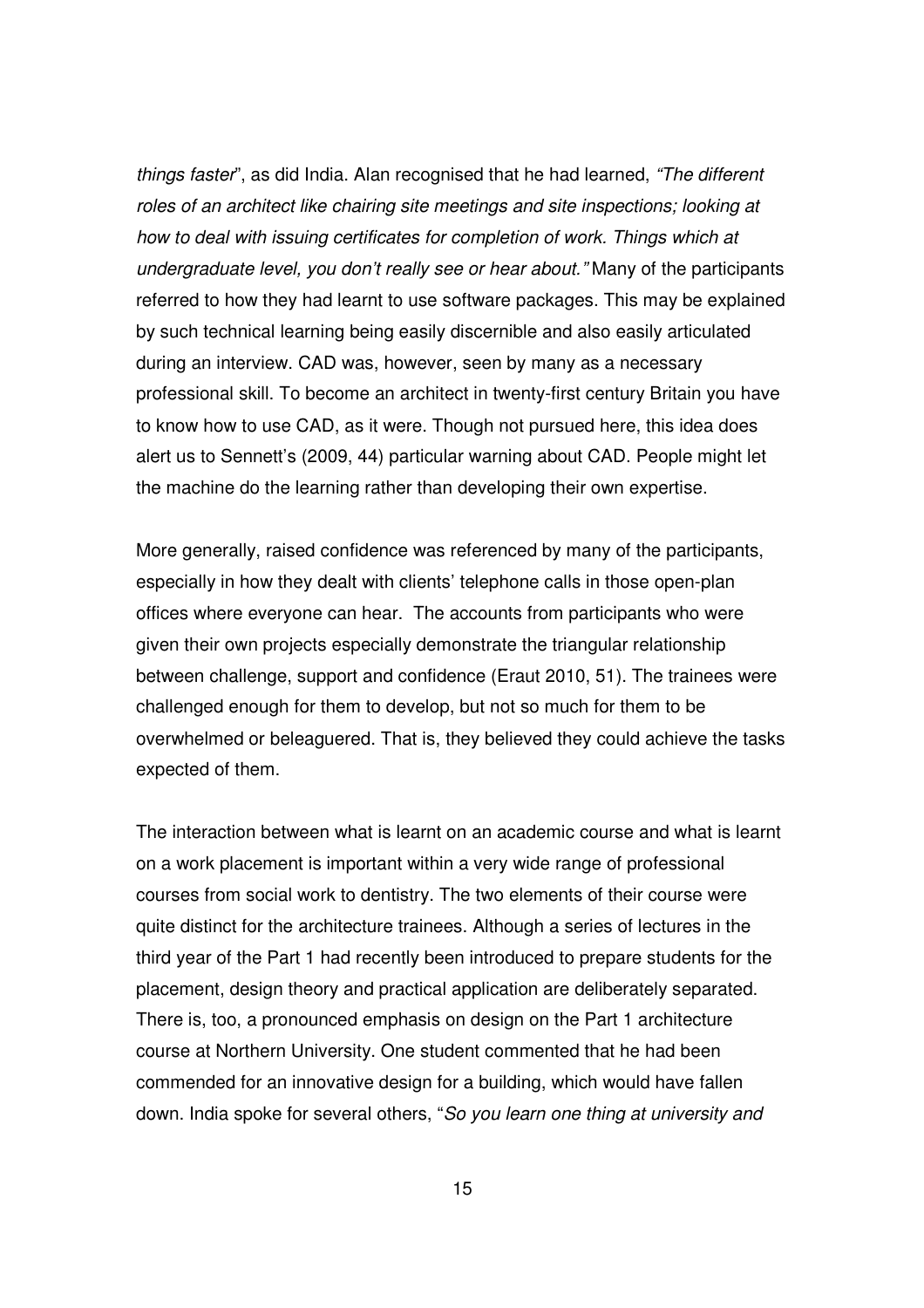*things faster*", as did India. Alan recognised that he had learned, *"The different roles of an architect like chairing site meetings and site inspections; looking at how to deal with issuing certificates for completion of work. Things which at undergraduate level, you don't really see or hear about."* Many of the participants referred to how they had learnt to use software packages. This may be explained by such technical learning being easily discernible and also easily articulated during an interview. CAD was, however, seen by many as a necessary professional skill. To become an architect in twenty-first century Britain you have to know how to use CAD, as it were. Though not pursued here, this idea does alert us to Sennett's (2009, 44) particular warning about CAD. People might let the machine do the learning rather than developing their own expertise.

More generally, raised confidence was referenced by many of the participants, especially in how they dealt with clients' telephone calls in those open-plan offices where everyone can hear. The accounts from participants who were given their own projects especially demonstrate the triangular relationship between challenge, support and confidence (Eraut 2010, 51). The trainees were challenged enough for them to develop, but not so much for them to be overwhelmed or beleaguered. That is, they believed they could achieve the tasks expected of them.

The interaction between what is learnt on an academic course and what is learnt on a work placement is important within a very wide range of professional courses from social work to dentistry. The two elements of their course were quite distinct for the architecture trainees. Although a series of lectures in the third year of the Part 1 had recently been introduced to prepare students for the placement, design theory and practical application are deliberately separated. There is, too, a pronounced emphasis on design on the Part 1 architecture course at Northern University. One student commented that he had been commended for an innovative design for a building, which would have fallen down. India spoke for several others, "*So you learn one thing at university and*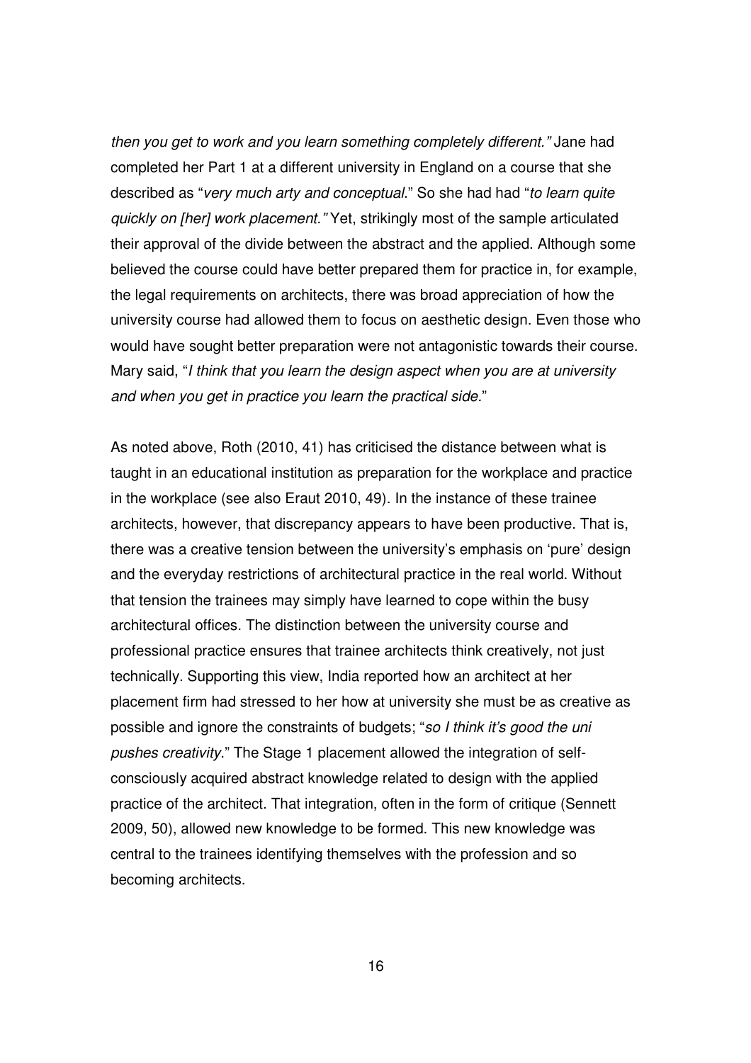*then you get to work and you learn something completely different."* Jane had completed her Part 1 at a different university in England on a course that she described as "*very much arty and conceptual*." So she had had "*to learn quite quickly on [her] work placement."* Yet, strikingly most of the sample articulated their approval of the divide between the abstract and the applied. Although some believed the course could have better prepared them for practice in, for example, the legal requirements on architects, there was broad appreciation of how the university course had allowed them to focus on aesthetic design. Even those who would have sought better preparation were not antagonistic towards their course. Mary said, "*I think that you learn the design aspect when you are at university and when you get in practice you learn the practical side.*"

As noted above, Roth (2010, 41) has criticised the distance between what is taught in an educational institution as preparation for the workplace and practice in the workplace (see also Eraut 2010, 49). In the instance of these trainee architects, however, that discrepancy appears to have been productive. That is, there was a creative tension between the university's emphasis on 'pure' design and the everyday restrictions of architectural practice in the real world. Without that tension the trainees may simply have learned to cope within the busy architectural offices. The distinction between the university course and professional practice ensures that trainee architects think creatively, not just technically. Supporting this view, India reported how an architect at her placement firm had stressed to her how at university she must be as creative as possible and ignore the constraints of budgets; "*so I think it's good the uni pushes creativity*." The Stage 1 placement allowed the integration of self-consciously acquired abstract knowledge related to design with the applied practice of the architect. That integration, often in the form of critique (Sennett 2009, 50), allowed new knowledge to be formed. This new knowledge was central to the trainees identifying themselves with the profession and so becoming architects.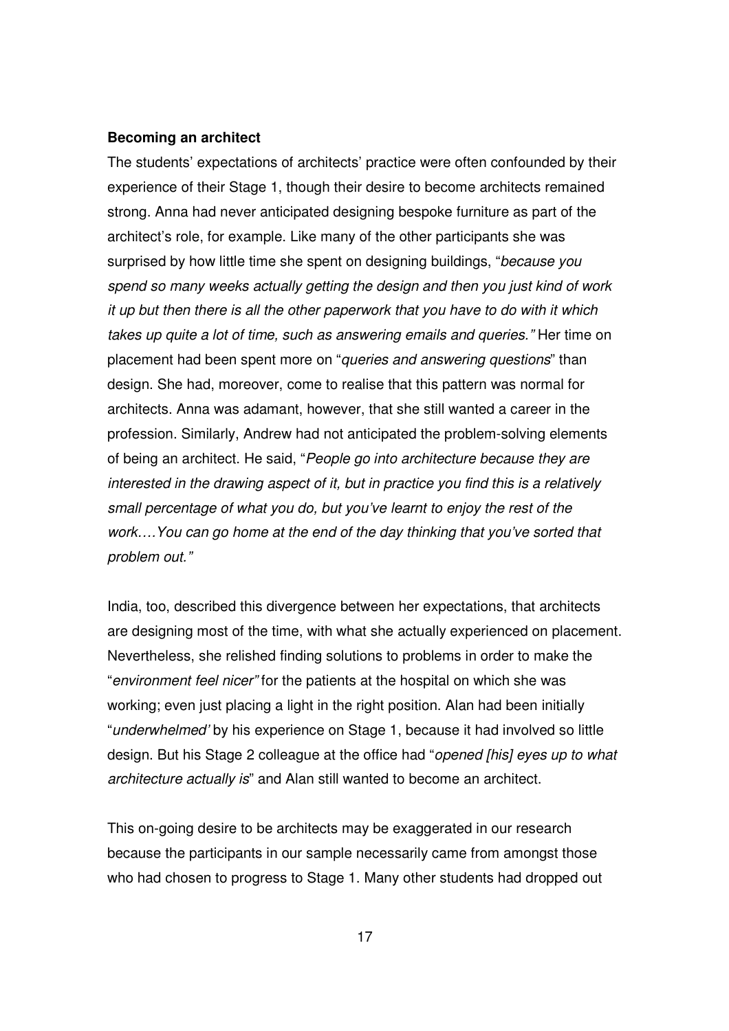**Becoming an architect**

The students' expectations of architects' practice were often confounded by their experience of their Stage 1, though their desire to become architects remained strong. Anna had never anticipated designing bespoke furniture as part of the architect's role, for example. Like many of the other participants she was surprised by how little time she spent on designing buildings, "*because you spend so many weeks actually getting the design and then you just kind of work it up but then there is all the other paperwork that you have to do with it which takes up quite a lot of time, such as answering emails and queries."* Her time on placement had been spent more on "*queries and answering questions*" than design. She had, moreover, come to realise that this pattern was normal for architects. Anna was adamant, however, that she still wanted a career in the profession. Similarly, Andrew had not anticipated the problem-solving elements of being an architect. He said, "*People go into architecture because they are interested in the drawing aspect of it, but in practice you find this is a relatively small percentage of what you do, but you've learnt to enjoy the rest of the work….You can go home at the end of the day thinking that you've sorted that problem out."*

India, too, described this divergence between her expectations, that architects are designing most of the time, with what she actually experienced on placement. Nevertheless, she relished finding solutions to problems in order to make the "*environment feel nicer"* for the patients at the hospital on which she was working; even just placing a light in the right position. Alan had been initially "*underwhelmed'* by his experience on Stage 1, because it had involved so little design. But his Stage 2 colleague at the office had "*opened [his] eyes up to what architecture actually is*" and Alan still wanted to become an architect.

This on-going desire to be architects may be exaggerated in our research because the participants in our sample necessarily came from amongst those who had chosen to progress to Stage 1. Many other students had dropped out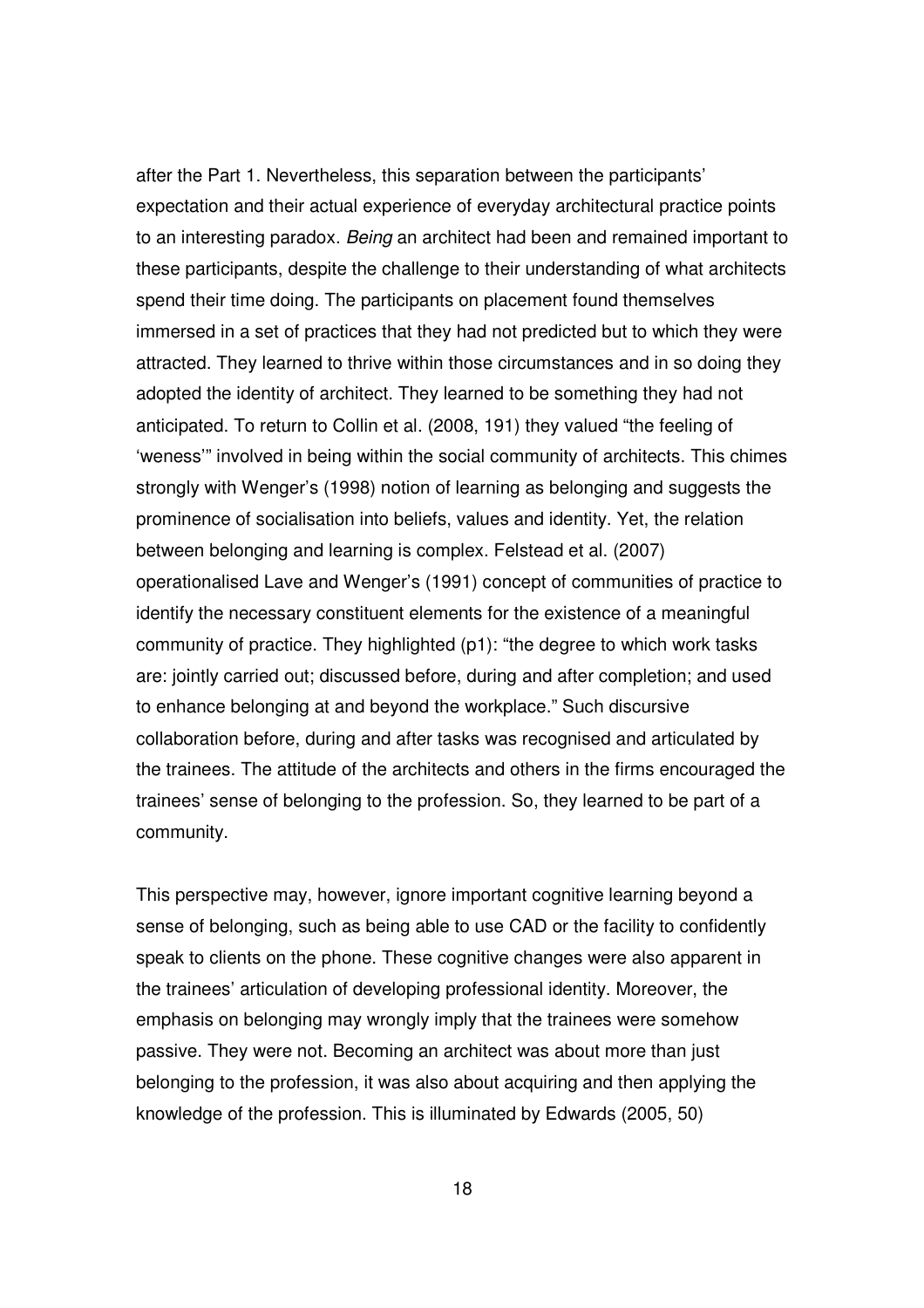after the Part 1. Nevertheless, this separation between the participants' expectation and their actual experience of everyday architectural practice points to an interesting paradox. *Being* an architect had been and remained important to these participants, despite the challenge to their understanding of what architects spend their time doing. The participants on placement found themselves immersed in a set of practices that they had not predicted but to which they were attracted. They learned to thrive within those circumstances and in so doing they adopted the identity of architect. They learned to be something they had not anticipated. To return to Collin et al. (2008, 191) they valued "the feeling of 'weness'" involved in being within the social community of architects. This chimes strongly with Wenger's (1998) notion of learning as belonging and suggests the prominence of socialisation into beliefs, values and identity. Yet, the relation between belonging and learning is complex. Felstead et al. (2007) operationalised Lave and Wenger's (1991) concept of communities of practice to identify the necessary constituent elements for the existence of a meaningful community of practice. They highlighted (p1): "the degree to which work tasks are: jointly carried out; discussed before, during and after completion; and used to enhance belonging at and beyond the workplace." Such discursive collaboration before, during and after tasks was recognised and articulated by the trainees. The attitude of the architects and others in the firms encouraged the trainees' sense of belonging to the profession. So, they learned to be part of a community.

This perspective may, however, ignore important cognitive learning beyond a sense of belonging, such as being able to use CAD or the facility to confidently speak to clients on the phone. These cognitive changes were also apparent in the trainees' articulation of developing professional identity. Moreover, the emphasis on belonging may wrongly imply that the trainees were somehow passive. They were not. Becoming an architect was about more than just belonging to the profession, it was also about acquiring and then applying the knowledge of the profession. This is illuminated by Edwards (2005, 50)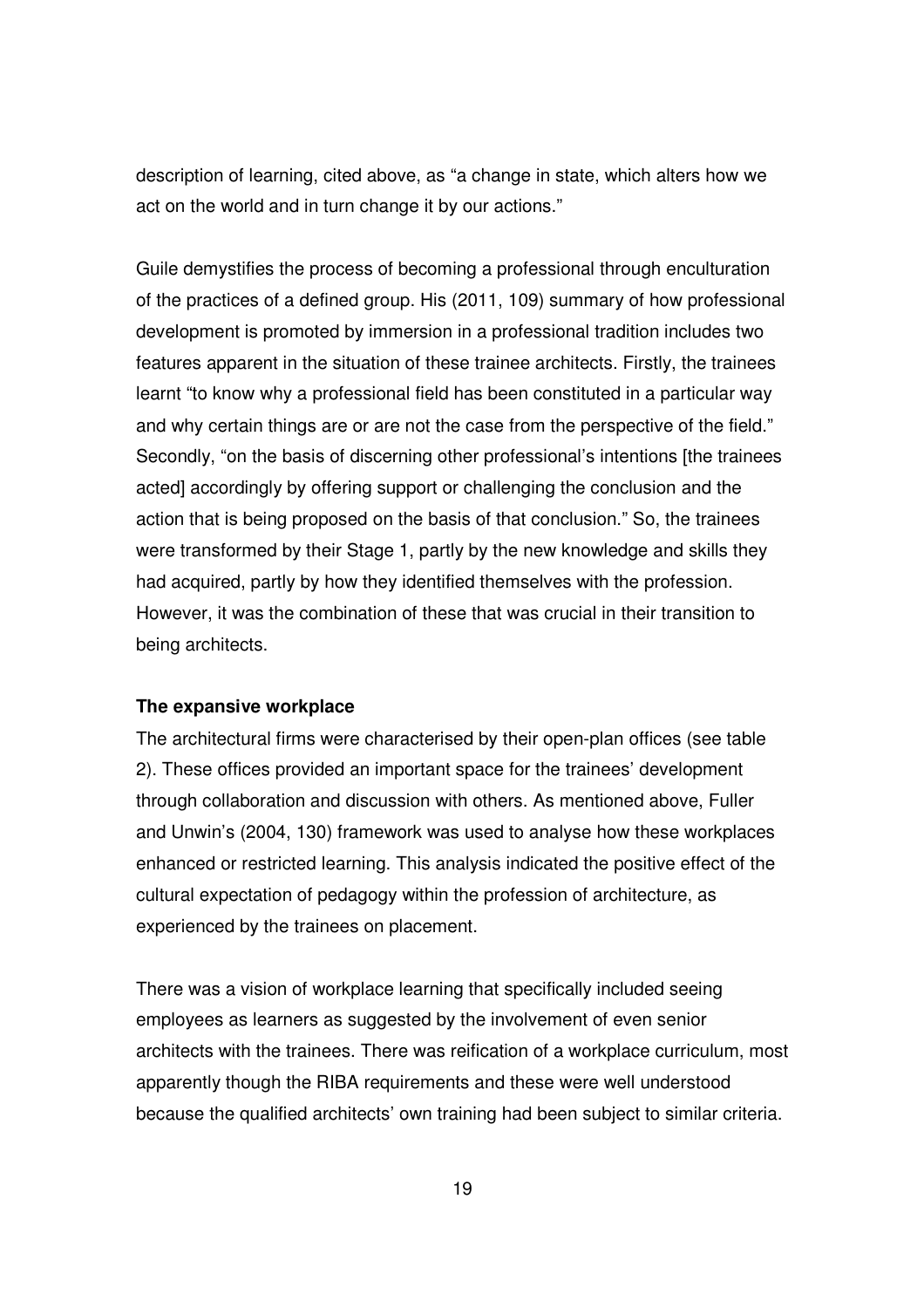description of learning, cited above, as "a change in state, which alters how we act on the world and in turn change it by our actions."

Guile demystifies the process of becoming a professional through enculturation of the practices of a defined group. His (2011, 109) summary of how professional development is promoted by immersion in a professional tradition includes two features apparent in the situation of these trainee architects. Firstly, the trainees learnt "to know why a professional field has been constituted in a particular way and why certain things are or are not the case from the perspective of the field." Secondly, "on the basis of discerning other professional's intentions [the trainees acted] accordingly by offering support or challenging the conclusion and the action that is being proposed on the basis of that conclusion." So, the trainees were transformed by their Stage 1, partly by the new knowledge and skills they had acquired, partly by how they identified themselves with the profession. However, it was the combination of these that was crucial in their transition to being architects.

**The expansive workplace**

The architectural firms were characterised by their open-plan offices (see table 2). These offices provided an important space for the trainees' development through collaboration and discussion with others. As mentioned above, Fuller and Unwin's (2004, 130) framework was used to analyse how these workplaces enhanced or restricted learning. This analysis indicated the positive effect of the cultural expectation of pedagogy within the profession of architecture, as experienced by the trainees on placement.

There was a vision of workplace learning that specifically included seeing employees as learners as suggested by the involvement of even senior architects with the trainees. There was reification of a workplace curriculum, most apparently though the RIBA requirements and these were well understood because the qualified architects' own training had been subject to similar criteria.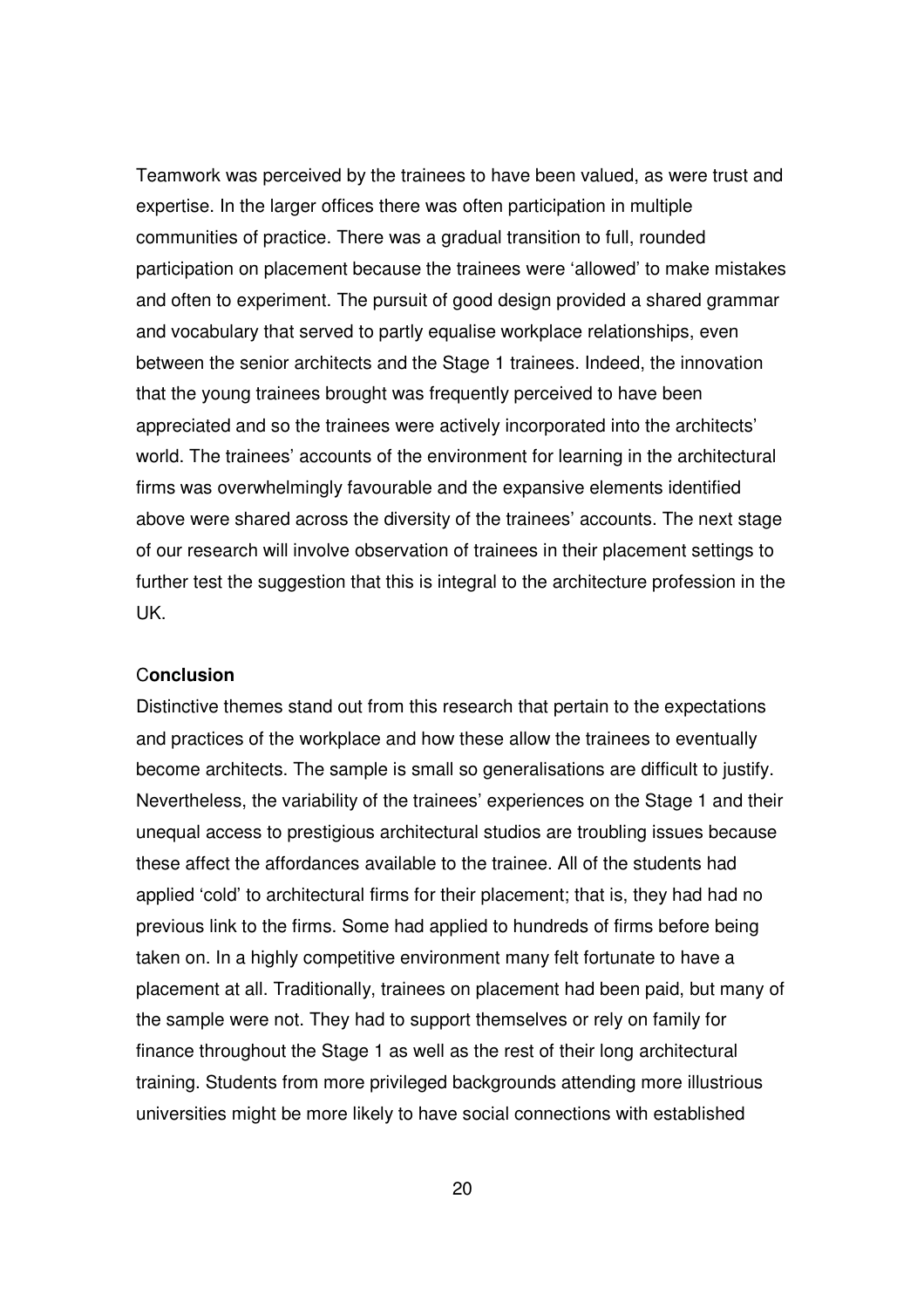Teamwork was perceived by the trainees to have been valued, as were trust and expertise. In the larger offices there was often participation in multiple communities of practice. There was a gradual transition to full, rounded participation on placement because the trainees were 'allowed' to make mistakes and often to experiment. The pursuit of good design provided a shared grammar and vocabulary that served to partly equalise workplace relationships, even between the senior architects and the Stage 1 trainees. Indeed, the innovation that the young trainees brought was frequently perceived to have been appreciated and so the trainees were actively incorporated into the architects' world. The trainees' accounts of the environment for learning in the architectural firms was overwhelmingly favourable and the expansive elements identified above were shared across the diversity of the trainees' accounts. The next stage of our research will involve observation of trainees in their placement settings to further test the suggestion that this is integral to the architecture profession in the UK.

## Conclusion

Distinctive themes stand out from this research that pertain to the expectations and practices of the workplace and how these allow the trainees to eventually become architects. The sample is small so generalisations are difficult to justify. Nevertheless, the variability of the trainees' experiences on the Stage 1 and their unequal access to prestigious architectural studios are troubling issues because these affect the affordances available to the trainee. All of the students had applied 'cold' to architectural firms for their placement; that is, they had had no previous link to the firms. Some had applied to hundreds of firms before being taken on. In a highly competitive environment many felt fortunate to have a placement at all. Traditionally, trainees on placement had been paid, but many of the sample were not. They had to support themselves or rely on family for finance throughout the Stage 1 as well as the rest of their long architectural training. Students from more privileged backgrounds attending more illustrious universities might be more likely to have social connections with established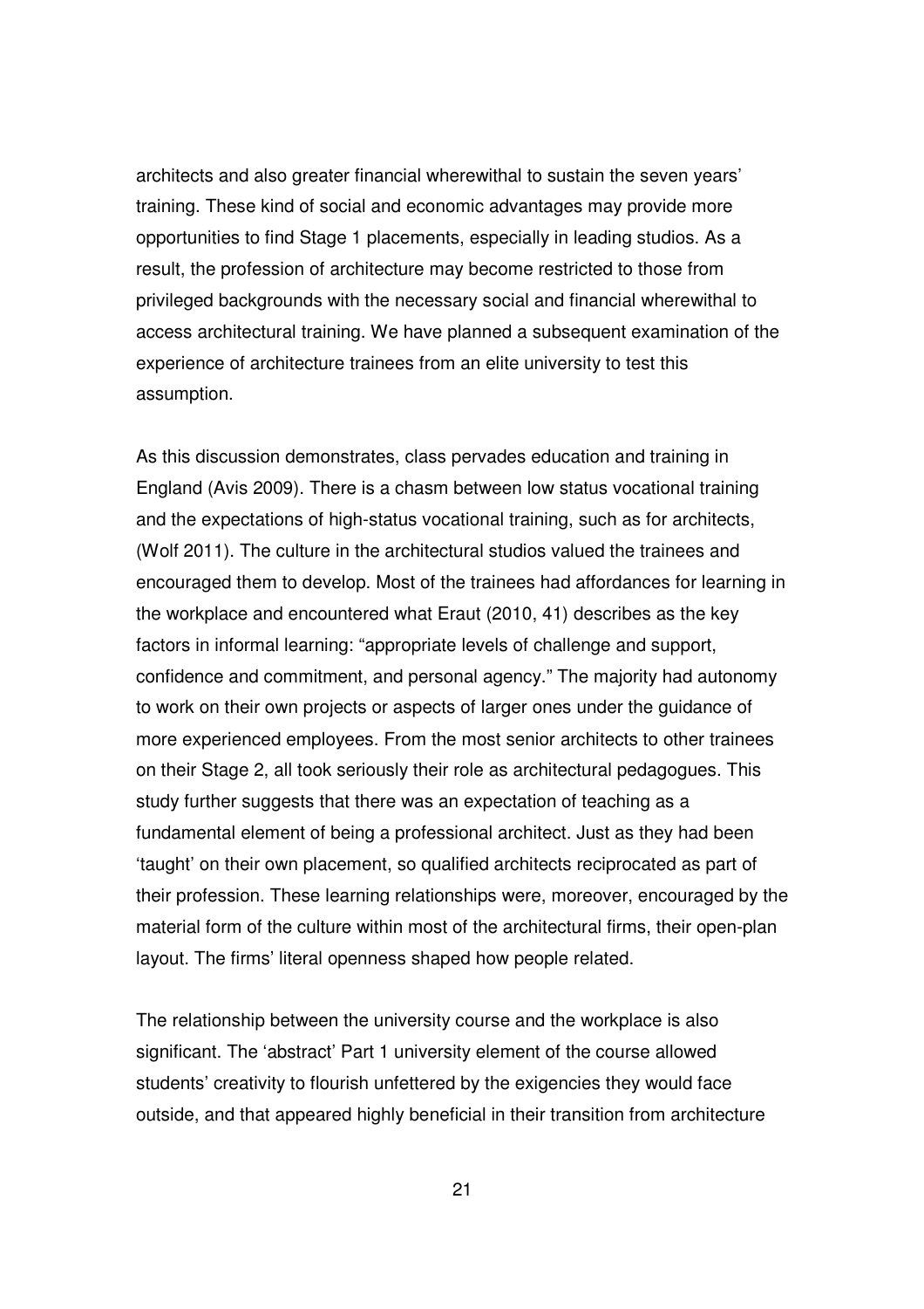architects and also greater financial wherewithal to sustain the seven years' training. These kind of social and economic advantages may provide more opportunities to find Stage 1 placements, especially in leading studios. As a result, the profession of architecture may become restricted to those from privileged backgrounds with the necessary social and financial wherewithal to access architectural training. We have planned a subsequent examination of the experience of architecture trainees from an elite university to test this assumption.

As this discussion demonstrates, class pervades education and training in England (Avis 2009). There is a chasm between low status vocational training and the expectations of high-status vocational training, such as for architects, (Wolf 2011). The culture in the architectural studios valued the trainees and encouraged them to develop. Most of the trainees had affordances for learning in the workplace and encountered what Eraut (2010, 41) describes as the key factors in informal learning: "appropriate levels of challenge and support, confidence and commitment, and personal agency." The majority had autonomy to work on their own projects or aspects of larger ones under the guidance of more experienced employees. From the most senior architects to other trainees on their Stage 2, all took seriously their role as architectural pedagogues. This study further suggests that there was an expectation of teaching as a fundamental element of being a professional architect. Just as they had been 'taught' on their own placement, so qualified architects reciprocated as part of their profession. These learning relationships were, moreover, encouraged by the material form of the culture within most of the architectural firms, their open-plan layout. The firms' literal openness shaped how people related.

The relationship between the university course and the workplace is also significant. The 'abstract' Part 1 university element of the course allowed students' creativity to flourish unfettered by the exigencies they would face outside, and that appeared highly beneficial in their transition from architecture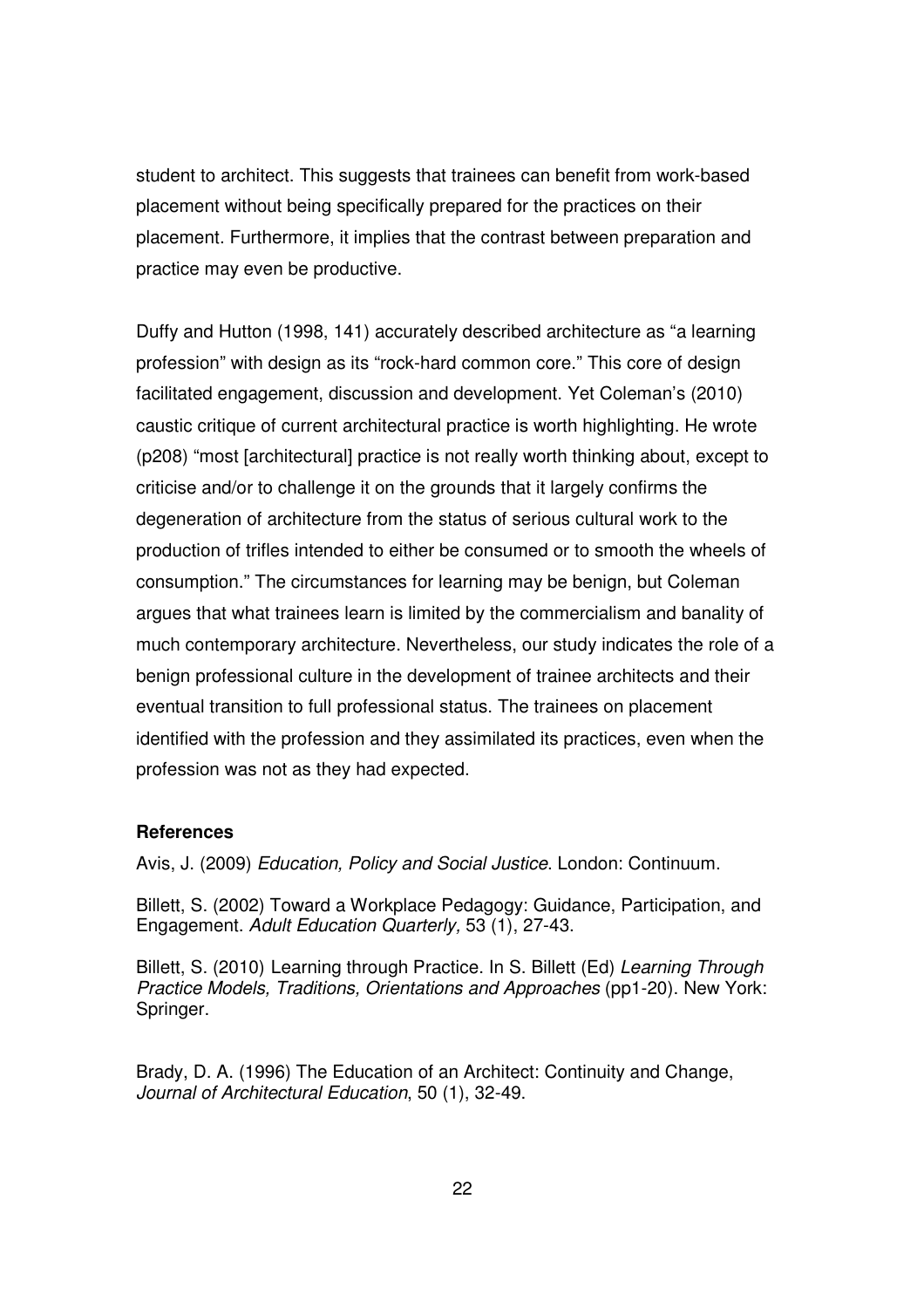student to architect. This suggests that trainees can benefit from work-based placement without being specifically prepared for the practices on their placement. Furthermore, it implies that the contrast between preparation and practice may even be productive.

Duffy and Hutton (1998, 141) accurately described architecture as "a learning profession" with design as its "rock-hard common core." This core of design facilitated engagement, discussion and development. Yet Coleman's (2010) caustic critique of current architectural practice is worth highlighting. He wrote (p208) "most [architectural] practice is not really worth thinking about, except to criticise and/or to challenge it on the grounds that it largely confirms the degeneration of architecture from the status of serious cultural work to the production of trifles intended to either be consumed or to smooth the wheels of consumption." The circumstances for learning may be benign, but Coleman argues that what trainees learn is limited by the commercialism and banality of much contemporary architecture. Nevertheless, our study indicates the role of a benign professional culture in the development of trainee architects and their eventual transition to full professional status. The trainees on placement identified with the profession and they assimilated its practices, even when the profession was not as they had expected.

**References**

Avis, J. (2009) *Education, Policy and Social Justice.* London: Continuum.

Billett, S. (2002) Toward a Workplace Pedagogy: Guidance, Participation, and Engagement. *Adult Education Quarterly,* 53 (1), 27-43.

Billett, S. (2010) Learning through Practice. In S. Billett (Ed) *Learning Through Practice Models, Traditions, Orientations and Approaches* (pp1-20). New York: Springer.

Brady, D. A. (1996) The Education of an Architect: Continuity and Change, *Journal of Architectural Education*, 50 (1), 32-49.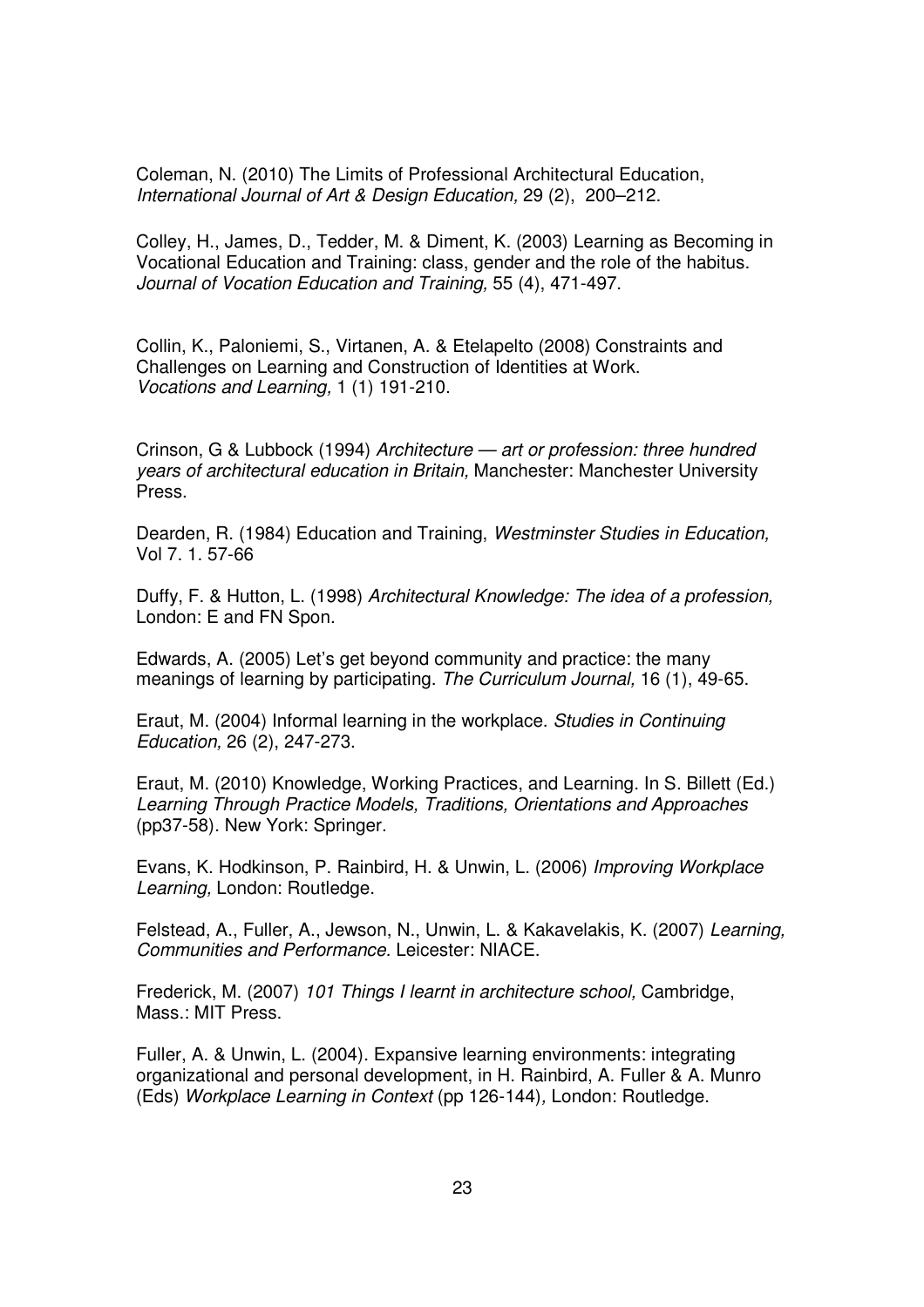Coleman, N. (2010) The Limits of Professional Architectural Education, *International Journal of Art & Design Education,* 29 (2), 200–212.

Colley, H., James, D., Tedder, M. & Diment, K. (2003) Learning as Becoming in Vocational Education and Training: class, gender and the role of the habitus. *Journal of Vocation Education and Training,* 55 (4), 471-497.

Collin, K., Paloniemi, S., Virtanen, A. & Etelapelto (2008) Constraints and Challenges on Learning and Construction of Identities at Work. *Vocations and Learning,* 1 (1) 191-210.

Crinson, G & Lubbock (1994) *Architecture — art or profession: three hundred years of architectural education in Britain,* Manchester: Manchester University Press.

Dearden, R. (1984) Education and Training, *Westminster Studies in Education,* Vol 7. 1. 57-66

Duffy, F. & Hutton, L. (1998) *Architectural Knowledge: The idea of a profession,* London: E and FN Spon.

Edwards, A. (2005) Let's get beyond community and practice: the many meanings of learning by participating. *The Curriculum Journal,* 16 (1), 49-65.

Eraut, M. (2004) Informal learning in the workplace. *Studies in Continuing Education,* 26 (2), 247-273.

Eraut, M. (2010) Knowledge, Working Practices, and Learning. In S. Billett (Ed.) *Learning Through Practice Models, Traditions, Orientations and Approaches* (pp37-58). New York: Springer.

Evans, K. Hodkinson, P. Rainbird, H. & Unwin, L. (2006) *Improving Workplace Learning,* London: Routledge.

Felstead, A., Fuller, A., Jewson, N., Unwin, L. & Kakavelakis, K. (2007) *Learning, Communities and Performance.* Leicester: NIACE.

Frederick, M. (2007) *101 Things I learnt in architecture school,* Cambridge, Mass.: MIT Press.

Fuller, A. & Unwin, L. (2004). Expansive learning environments: integrating organizational and personal development, in H. Rainbird, A. Fuller & A. Munro (Eds) *Workplace Learning in Context* (pp 126-144)*,* London: Routledge.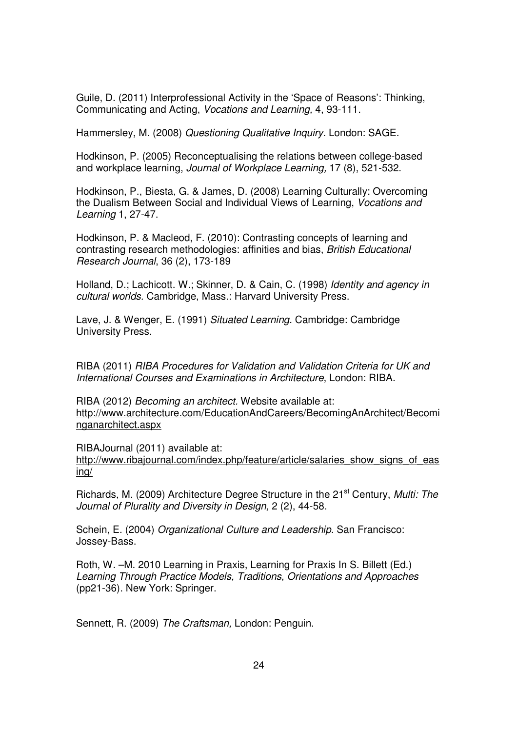Guile, D. (2011) Interprofessional Activity in the 'Space of Reasons': Thinking, Communicating and Acting, *Vocations and Learning,* 4, 93-111.

Hammersley, M. (2008) *Questioning Qualitative Inquiry.* London: SAGE.

Hodkinson, P. (2005) Reconceptualising the relations between college-based and workplace learning, *Journal of Workplace Learning,* 17 (8), 521-532.

Hodkinson, P., Biesta, G. & James, D. (2008) Learning Culturally: Overcoming the Dualism Between Social and Individual Views of Learning, *Vocations and Learning* 1, 27-47.

Hodkinson, P. & Macleod, F. (2010): Contrasting concepts of learning and contrasting research methodologies: affinities and bias, *British Educational Research Journal*, 36 (2), 173-189

Holland, D.; Lachicott. W.; Skinner, D. & Cain, C. (1998) *Identity and agency in cultural worlds.* Cambridge, Mass.: Harvard University Press.

Lave, J. & Wenger, E. (1991) *Situated Learning.* Cambridge: Cambridge University Press.

RIBA (2011) *RIBA Procedures for Validation and Validation Criteria for UK and International Courses and Examinations in Architecture*, London: RIBA.

RIBA (2012) *Becoming an architect.* Website available at: http://www.architecture.com/EducationAndCareers/BecomingAnArchitect/Becominganarchitect.aspx

RIBAJournal (2011) available at: http://www.ribajournal.com/index.php/feature/article/salaries_show_signs_of_easing/

Richards, M. (2009) Architecture Degree Structure in the 21st Century, *Multi: The Journal of Plurality and Diversity in Design,* 2 (2), 44-58.

Schein, E. (2004) *Organizational Culture and Leadership.* San Francisco: Jossey-Bass.

Roth, W. –M. 2010 Learning in Praxis, Learning for Praxis In S. Billett (Ed.) *Learning Through Practice Models, Traditions, Orientations and Approaches* (pp21-36). New York: Springer.

Sennett, R. (2009) *The Craftsman,* London: Penguin.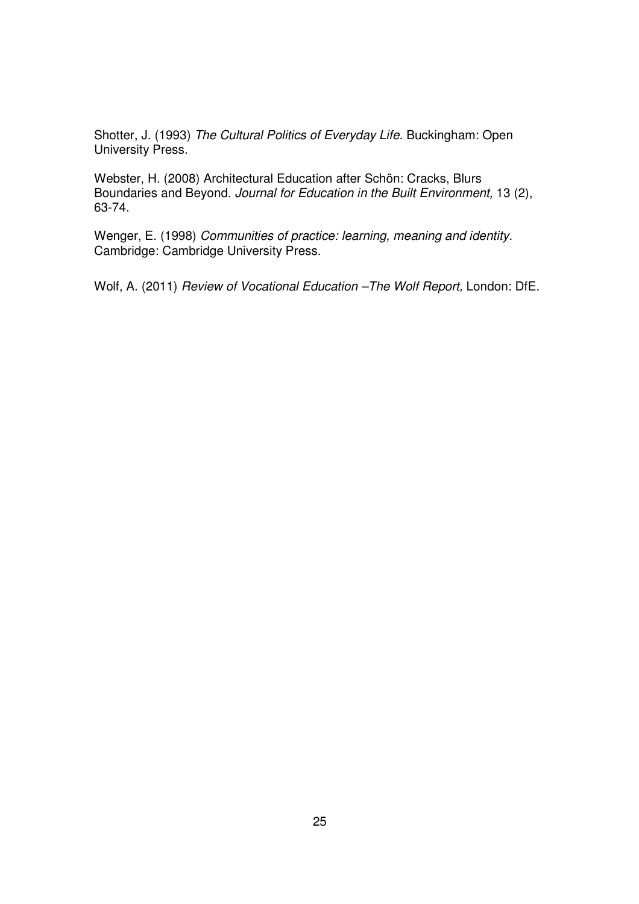Shotter, J. (1993) *The Cultural Politics of Everyday Life.* Buckingham: Open University Press.

Webster, H. (2008) Architectural Education after Schön: Cracks, Blurs Boundaries and Beyond. *Journal for Education in the Built Environment,* 13 (2), 63-74.

Wenger, E. (1998) *Communities of practice: learning, meaning and identity.* Cambridge: Cambridge University Press.

Wolf, A. (2011) *Review of Vocational Education –The Wolf Report,* London: DfE.